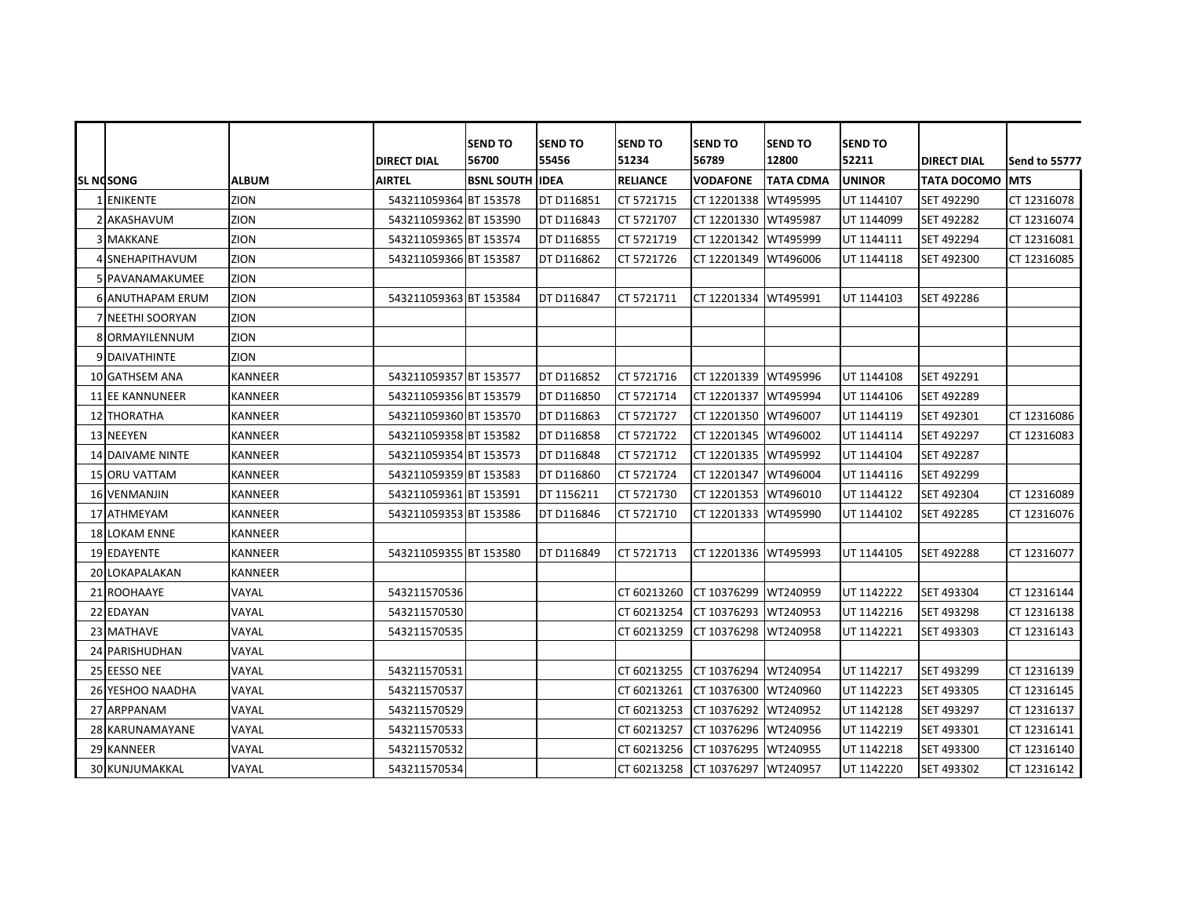| SL NO | SONG | ALBUM | DIRECT DIAL AIRTEL | SEND TO 56700 BSNL SOUTH | SEND TO 55456 IDEA | SEND TO 51234 RELIANCE | SEND TO 56789 VODAFONE | SEND TO 12800 TATA CDMA | SEND TO 52211 UNINOR | DIRECT DIAL TATA DOCOMO | Send to 55777 MTS |
|---|---|---|---|---|---|---|---|---|---|---|---|
| 1 | ENIKENTE | ZION | 543211059364 | BT 153578 | DT D116851 | CT 5721715 | CT 12201338 | WT495995 | UT 1144107 | SET 492290 | CT 12316078 |
| 2 | AKASHAVUM | ZION | 543211059362 | BT 153590 | DT D116843 | CT 5721707 | CT 12201330 | WT495987 | UT 1144099 | SET 492282 | CT 12316074 |
| 3 | MAKKANE | ZION | 543211059365 | BT 153574 | DT D116855 | CT 5721719 | CT 12201342 | WT495999 | UT 1144111 | SET 492294 | CT 12316081 |
| 4 | SNEHAPITHAVUM | ZION | 543211059366 | BT 153587 | DT D116862 | CT 5721726 | CT 12201349 | WT496006 | UT 1144118 | SET 492300 | CT 12316085 |
| 5 | PAVANAMAKUMEE | ZION | | | | | | | | | |
| 6 | ANUTHAPAM ERUM | ZION | 543211059363 | BT 153584 | DT D116847 | CT 5721711 | CT 12201334 | WT495991 | UT 1144103 | SET 492286 | |
| 7 | NEETHI SOORYAN | ZION | | | | | | | | | |
| 8 | ORMAYILENNUM | ZION | | | | | | | | | |
| 9 | DAIVATHINTE | ZION | | | | | | | | | |
| 10 | GATHSEM ANA | KANNEER | 543211059357 | BT 153577 | DT D116852 | CT 5721716 | CT 12201339 | WT495996 | UT 1144108 | SET 492291 | |
| 11 | EE KANNUNEER | KANNEER | 543211059356 | BT 153579 | DT D116850 | CT 5721714 | CT 12201337 | WT495994 | UT 1144106 | SET 492289 | |
| 12 | THORATHA | KANNEER | 543211059360 | BT 153570 | DT D116863 | CT 5721727 | CT 12201350 | WT496007 | UT 1144119 | SET 492301 | CT 12316086 |
| 13 | NEEYEN | KANNEER | 543211059358 | BT 153582 | DT D116858 | CT 5721722 | CT 12201345 | WT496002 | UT 1144114 | SET 492297 | CT 12316083 |
| 14 | DAIVAME NINTE | KANNEER | 543211059354 | BT 153573 | DT D116848 | CT 5721712 | CT 12201335 | WT495992 | UT 1144104 | SET 492287 | |
| 15 | ORU VATTAM | KANNEER | 543211059359 | BT 153583 | DT D116860 | CT 5721724 | CT 12201347 | WT496004 | UT 1144116 | SET 492299 | |
| 16 | VENMANJIN | KANNEER | 543211059361 | BT 153591 | DT 1156211 | CT 5721730 | CT 12201353 | WT496010 | UT 1144122 | SET 492304 | CT 12316089 |
| 17 | ATHMEYAM | KANNEER | 543211059353 | BT 153586 | DT D116846 | CT 5721710 | CT 12201333 | WT495990 | UT 1144102 | SET 492285 | CT 12316076 |
| 18 | LOKAM ENNE | KANNEER | | | | | | | | | |
| 19 | EDAYENTE | KANNEER | 543211059355 | BT 153580 | DT D116849 | CT 5721713 | CT 12201336 | WT495993 | UT 1144105 | SET 492288 | CT 12316077 |
| 20 | LOKAPALAKAN | KANNEER | | | | | | | | | |
| 21 | ROOHAAYE | VAYAL | 543211570536 | | | CT 60213260 | CT 10376299 | WT240959 | UT 1142222 | SET 493304 | CT 12316144 |
| 22 | EDAYAN | VAYAL | 543211570530 | | | CT 60213254 | CT 10376293 | WT240953 | UT 1142216 | SET 493298 | CT 12316138 |
| 23 | MATHAVE | VAYAL | 543211570535 | | | CT 60213259 | CT 10376298 | WT240958 | UT 1142221 | SET 493303 | CT 12316143 |
| 24 | PARISHUDHAN | VAYAL | | | | | | | | | |
| 25 | EESSO NEE | VAYAL | 543211570531 | | | CT 60213255 | CT 10376294 | WT240954 | UT 1142217 | SET 493299 | CT 12316139 |
| 26 | YESHOO NAADHA | VAYAL | 543211570537 | | | CT 60213261 | CT 10376300 | WT240960 | UT 1142223 | SET 493305 | CT 12316145 |
| 27 | ARPPANAM | VAYAL | 543211570529 | | | CT 60213253 | CT 10376292 | WT240952 | UT 1142128 | SET 493297 | CT 12316137 |
| 28 | KARUNAMAYANE | VAYAL | 543211570533 | | | CT 60213257 | CT 10376296 | WT240956 | UT 1142219 | SET 493301 | CT 12316141 |
| 29 | KANNEER | VAYAL | 543211570532 | | | CT 60213256 | CT 10376295 | WT240955 | UT 1142218 | SET 493300 | CT 12316140 |
| 30 | KUNJUMAKKAL | VAYAL | 543211570534 | | | CT 60213258 | CT 10376297 | WT240957 | UT 1142220 | SET 493302 | CT 12316142 |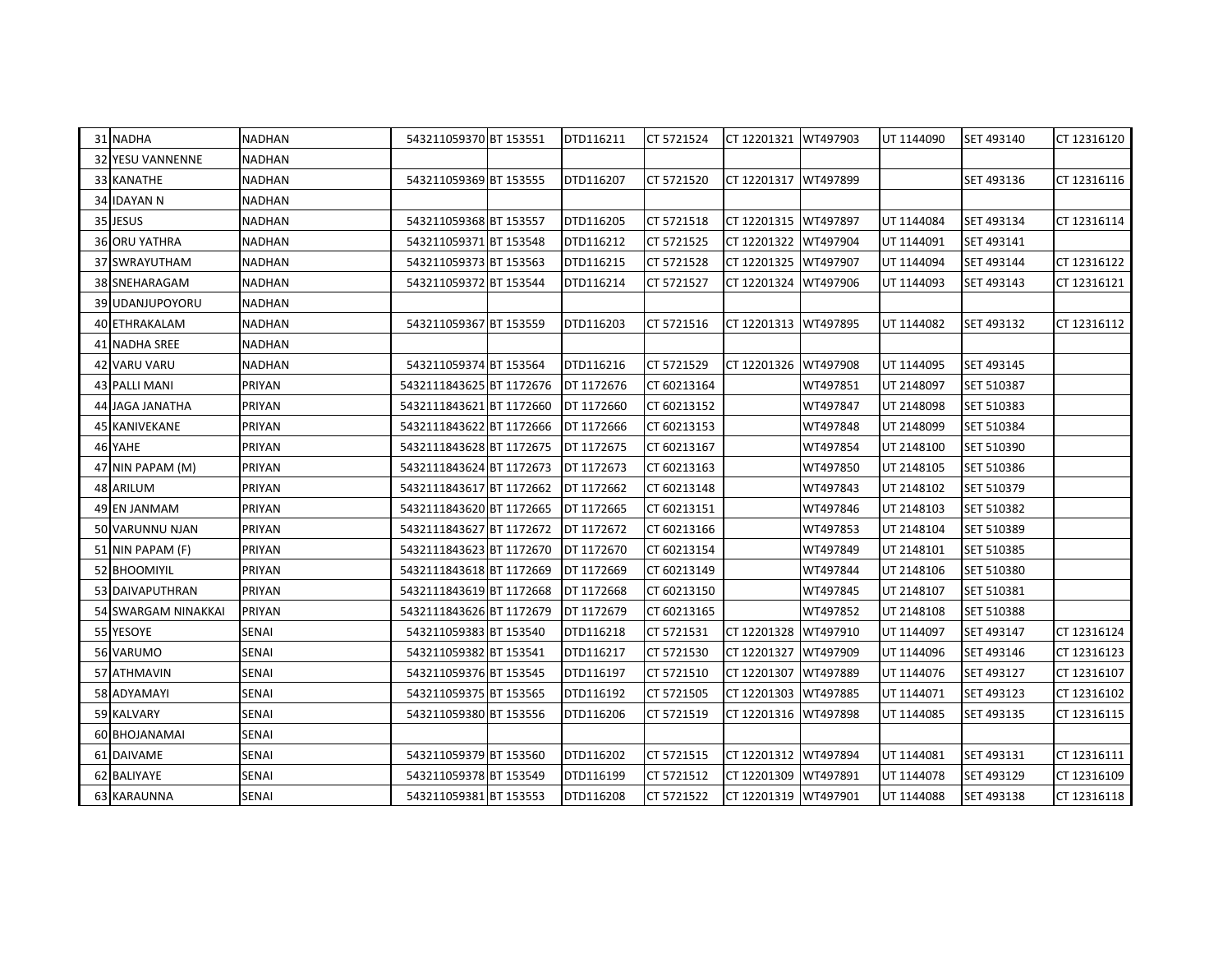| 31 | NADHA | NADHAN | 543211059370 | BT 153551 | DTD116211 | CT 5721524 | CT 12201321 | WT497903 | UT 1144090 | SET 493140 | CT 12316120 |
|---|---|---|---|---|---|---|---|---|---|---|---|
| 32 | YESU VANNENNE | NADHAN | | | | | | | | | |
| 33 | KANATHE | NADHAN | 543211059369 | BT 153555 | DTD116207 | CT 5721520 | CT 12201317 | WT497899 | | SET 493136 | CT 12316116 |
| 34 | IDAYAN N | NADHAN | | | | | | | | | |
| 35 | JESUS | NADHAN | 543211059368 | BT 153557 | DTD116205 | CT 5721518 | CT 12201315 | WT497897 | UT 1144084 | SET 493134 | CT 12316114 |
| 36 | ORU YATHRA | NADHAN | 543211059371 | BT 153548 | DTD116212 | CT 5721525 | CT 12201322 | WT497904 | UT 1144091 | SET 493141 | |
| 37 | SWRAYUTHAM | NADHAN | 543211059373 | BT 153563 | DTD116215 | CT 5721528 | CT 12201325 | WT497907 | UT 1144094 | SET 493144 | CT 12316122 |
| 38 | SNEHARAGAM | NADHAN | 543211059372 | BT 153544 | DTD116214 | CT 5721527 | CT 12201324 | WT497906 | UT 1144093 | SET 493143 | CT 12316121 |
| 39 | UDANJUPOYORU | NADHAN | | | | | | | | | |
| 40 | ETHRAKALAM | NADHAN | 543211059367 | BT 153559 | DTD116203 | CT 5721516 | CT 12201313 | WT497895 | UT 1144082 | SET 493132 | CT 12316112 |
| 41 | NADHA SREE | NADHAN | | | | | | | | | |
| 42 | VARU VARU | NADHAN | 543211059374 | BT 153564 | DTD116216 | CT 5721529 | CT 12201326 | WT497908 | UT 1144095 | SET 493145 | |
| 43 | PALLI MANI | PRIYAN | 5432111843625 | BT 1172676 | DT 1172676 | CT 60213164 | | WT497851 | UT 2148097 | SET 510387 | |
| 44 | JAGA JANATHA | PRIYAN | 5432111843621 | BT 1172660 | DT 1172660 | CT 60213152 | | WT497847 | UT 2148098 | SET 510383 | |
| 45 | KANIVEKANE | PRIYAN | 5432111843622 | BT 1172666 | DT 1172666 | CT 60213153 | | WT497848 | UT 2148099 | SET 510384 | |
| 46 | YAHE | PRIYAN | 5432111843628 | BT 1172675 | DT 1172675 | CT 60213167 | | WT497854 | UT 2148100 | SET 510390 | |
| 47 | NIN PAPAM (M) | PRIYAN | 5432111843624 | BT 1172673 | DT 1172673 | CT 60213163 | | WT497850 | UT 2148105 | SET 510386 | |
| 48 | ARILUM | PRIYAN | 5432111843617 | BT 1172662 | DT 1172662 | CT 60213148 | | WT497843 | UT 2148102 | SET 510379 | |
| 49 | EN JANMAM | PRIYAN | 5432111843620 | BT 1172665 | DT 1172665 | CT 60213151 | | WT497846 | UT 2148103 | SET 510382 | |
| 50 | VARUNNU NJAN | PRIYAN | 5432111843627 | BT 1172672 | DT 1172672 | CT 60213166 | | WT497853 | UT 2148104 | SET 510389 | |
| 51 | NIN PAPAM (F) | PRIYAN | 5432111843623 | BT 1172670 | DT 1172670 | CT 60213154 | | WT497849 | UT 2148101 | SET 510385 | |
| 52 | BHOOMIYIL | PRIYAN | 5432111843618 | BT 1172669 | DT 1172669 | CT 60213149 | | WT497844 | UT 2148106 | SET 510380 | |
| 53 | DAIVAPUTHRAN | PRIYAN | 5432111843619 | BT 1172668 | DT 1172668 | CT 60213150 | | WT497845 | UT 2148107 | SET 510381 | |
| 54 | SWARGAM NINAKKAI | PRIYAN | 5432111843626 | BT 1172679 | DT 1172679 | CT 60213165 | | WT497852 | UT 2148108 | SET 510388 | |
| 55 | YESOYE | SENAI | 543211059383 | BT 153540 | DTD116218 | CT 5721531 | CT 12201328 | WT497910 | UT 1144097 | SET 493147 | CT 12316124 |
| 56 | VARUMO | SENAI | 543211059382 | BT 153541 | DTD116217 | CT 5721530 | CT 12201327 | WT497909 | UT 1144096 | SET 493146 | CT 12316123 |
| 57 | ATHMAVIN | SENAI | 543211059376 | BT 153545 | DTD116197 | CT 5721510 | CT 12201307 | WT497889 | UT 1144076 | SET 493127 | CT 12316107 |
| 58 | ADYAMAYI | SENAI | 543211059375 | BT 153565 | DTD116192 | CT 5721505 | CT 12201303 | WT497885 | UT 1144071 | SET 493123 | CT 12316102 |
| 59 | KALVARY | SENAI | 543211059380 | BT 153556 | DTD116206 | CT 5721519 | CT 12201316 | WT497898 | UT 1144085 | SET 493135 | CT 12316115 |
| 60 | BHOJANAMAI | SENAI | | | | | | | | | |
| 61 | DAIVAME | SENAI | 543211059379 | BT 153560 | DTD116202 | CT 5721515 | CT 12201312 | WT497894 | UT 1144081 | SET 493131 | CT 12316111 |
| 62 | BALIYAYE | SENAI | 543211059378 | BT 153549 | DTD116199 | CT 5721512 | CT 12201309 | WT497891 | UT 1144078 | SET 493129 | CT 12316109 |
| 63 | KARAUNNA | SENAI | 543211059381 | BT 153553 | DTD116208 | CT 5721522 | CT 12201319 | WT497901 | UT 1144088 | SET 493138 | CT 12316118 |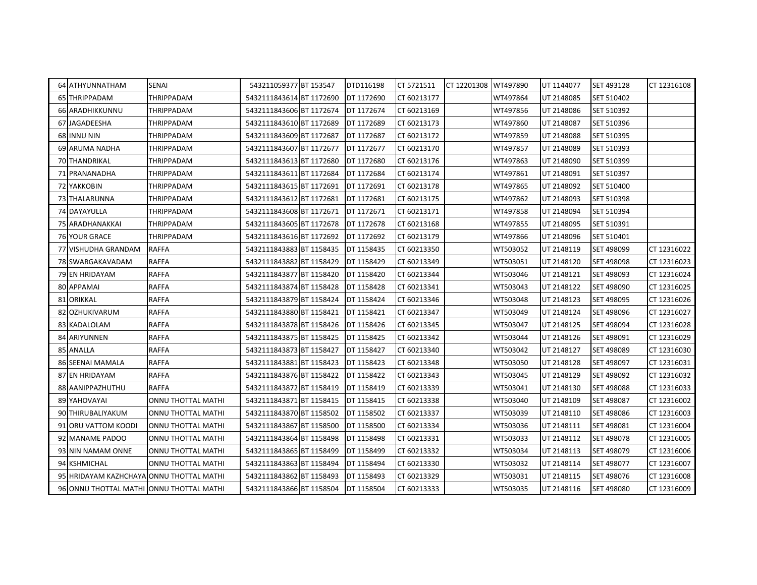| 64 | ATHYUNNATHAM | SENAI | 543211059377 | BT 153547 | DTD116198 | CT 5721511 | CT 12201308 | WT497890 | UT 1144077 | SET 493128 | CT 12316108 |
|---|---|---|---|---|---|---|---|---|---|---|---|
| 65 | THRIPPADAM | THRIPPADAM | 5432111843614 | BT 1172690 | DT 1172690 | CT 60213177 | | WT497864 | UT 2148085 | SET 510402 | |
| 66 | ARADHIKKUNNU | THRIPPADAM | 5432111843606 | BT 1172674 | DT 1172674 | CT 60213169 | | WT497856 | UT 2148086 | SET 510392 | |
| 67 | JAGADEESHA | THRIPPADAM | 5432111843610 | BT 1172689 | DT 1172689 | CT 60213173 | | WT497860 | UT 2148087 | SET 510396 | |
| 68 | INNU NIN | THRIPPADAM | 5432111843609 | BT 1172687 | DT 1172687 | CT 60213172 | | WT497859 | UT 2148088 | SET 510395 | |
| 69 | ARUMA NADHA | THRIPPADAM | 5432111843607 | BT 1172677 | DT 1172677 | CT 60213170 | | WT497857 | UT 2148089 | SET 510393 | |
| 70 | THANDRIKAL | THRIPPADAM | 5432111843613 | BT 1172680 | DT 1172680 | CT 60213176 | | WT497863 | UT 2148090 | SET 510399 | |
| 71 | PRANANADHA | THRIPPADAM | 5432111843611 | BT 1172684 | DT 1172684 | CT 60213174 | | WT497861 | UT 2148091 | SET 510397 | |
| 72 | YAKKOBIN | THRIPPADAM | 5432111843615 | BT 1172691 | DT 1172691 | CT 60213178 | | WT497865 | UT 2148092 | SET 510400 | |
| 73 | THALARUNNA | THRIPPADAM | 5432111843612 | BT 1172681 | DT 1172681 | CT 60213175 | | WT497862 | UT 2148093 | SET 510398 | |
| 74 | DAYAYULLA | THRIPPADAM | 5432111843608 | BT 1172671 | DT 1172671 | CT 60213171 | | WT497858 | UT 2148094 | SET 510394 | |
| 75 | ARADHANAKKAI | THRIPPADAM | 5432111843605 | BT 1172678 | DT 1172678 | CT 60213168 | | WT497855 | UT 2148095 | SET 510391 | |
| 76 | YOUR GRACE | THRIPPADAM | 5432111843616 | BT 1172692 | DT 1172692 | CT 60213179 | | WT497866 | UT 2148096 | SET 510401 | |
| 77 | VISHUDHA GRANDAM | RAFFA | 5432111843883 | BT 1158435 | DT 1158435 | CT 60213350 | | WT503052 | UT 2148119 | SET 498099 | CT 12316022 |
| 78 | SWARGAKAVADAM | RAFFA | 5432111843882 | BT 1158429 | DT 1158429 | CT 60213349 | | WT503051 | UT 2148120 | SET 498098 | CT 12316023 |
| 79 | EN HRIDAYAM | RAFFA | 5432111843877 | BT 1158420 | DT 1158420 | CT 60213344 | | WT503046 | UT 2148121 | SET 498093 | CT 12316024 |
| 80 | APPAMAI | RAFFA | 5432111843874 | BT 1158428 | DT 1158428 | CT 60213341 | | WT503043 | UT 2148122 | SET 498090 | CT 12316025 |
| 81 | ORIKKAL | RAFFA | 5432111843879 | BT 1158424 | DT 1158424 | CT 60213346 | | WT503048 | UT 2148123 | SET 498095 | CT 12316026 |
| 82 | OZHUKIVARUM | RAFFA | 5432111843880 | BT 1158421 | DT 1158421 | CT 60213347 | | WT503049 | UT 2148124 | SET 498096 | CT 12316027 |
| 83 | KADALOLAM | RAFFA | 5432111843878 | BT 1158426 | DT 1158426 | CT 60213345 | | WT503047 | UT 2148125 | SET 498094 | CT 12316028 |
| 84 | ARIYUNNEN | RAFFA | 5432111843875 | BT 1158425 | DT 1158425 | CT 60213342 | | WT503044 | UT 2148126 | SET 498091 | CT 12316029 |
| 85 | ANALLA | RAFFA | 5432111843873 | BT 1158427 | DT 1158427 | CT 60213340 | | WT503042 | UT 2148127 | SET 498089 | CT 12316030 |
| 86 | SEENAI MAMALA | RAFFA | 5432111843881 | BT 1158423 | DT 1158423 | CT 60213348 | | WT503050 | UT 2148128 | SET 498097 | CT 12316031 |
| 87 | EN HRIDAYAM | RAFFA | 5432111843876 | BT 1158422 | DT 1158422 | CT 60213343 | | WT503045 | UT 2148129 | SET 498092 | CT 12316032 |
| 88 | AANIPPAZHUTHU | RAFFA | 5432111843872 | BT 1158419 | DT 1158419 | CT 60213339 | | WT503041 | UT 2148130 | SET 498088 | CT 12316033 |
| 89 | YAHOVAYAI | ONNU THOTTAL MATHI | 5432111843871 | BT 1158415 | DT 1158415 | CT 60213338 | | WT503040 | UT 2148109 | SET 498087 | CT 12316002 |
| 90 | THIRUBALIYAKUM | ONNU THOTTAL MATHI | 5432111843870 | BT 1158502 | DT 1158502 | CT 60213337 | | WT503039 | UT 2148110 | SET 498086 | CT 12316003 |
| 91 | ORU VATTOM KOODI | ONNU THOTTAL MATHI | 5432111843867 | BT 1158500 | DT 1158500 | CT 60213334 | | WT503036 | UT 2148111 | SET 498081 | CT 12316004 |
| 92 | MANAME PADOO | ONNU THOTTAL MATHI | 5432111843864 | BT 1158498 | DT 1158498 | CT 60213331 | | WT503033 | UT 2148112 | SET 498078 | CT 12316005 |
| 93 | NIN NAMAM ONNE | ONNU THOTTAL MATHI | 5432111843865 | BT 1158499 | DT 1158499 | CT 60213332 | | WT503034 | UT 2148113 | SET 498079 | CT 12316006 |
| 94 | KSHMICHAL | ONNU THOTTAL MATHI | 5432111843863 | BT 1158494 | DT 1158494 | CT 60213330 | | WT503032 | UT 2148114 | SET 498077 | CT 12316007 |
| 95 | HRIDAYAM KAZHCHAYA | ONNU THOTTAL MATHI | 5432111843862 | BT 1158493 | DT 1158493 | CT 60213329 | | WT503031 | UT 2148115 | SET 498076 | CT 12316008 |
| 96 | ONNU THOTTAL MATHI | ONNU THOTTAL MATHI | 5432111843866 | BT 1158504 | DT 1158504 | CT 60213333 | | WT503035 | UT 2148116 | SET 498080 | CT 12316009 |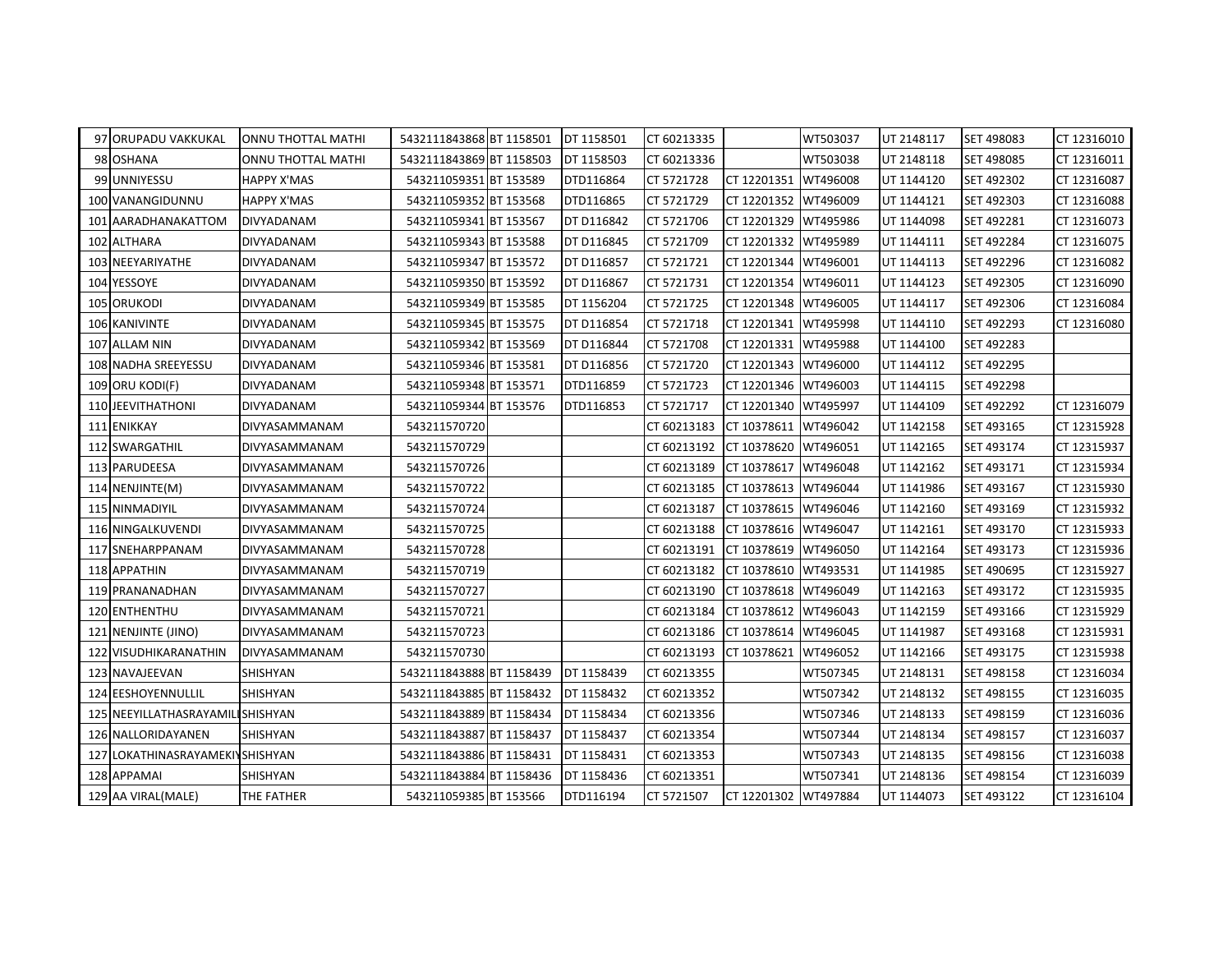| | | | | | | | | | | | |
|---|---|---|---|---|---|---|---|---|---|---|---|
| 97 | ORUPADU VAKKUKAL | ONNU THOTTAL MATHI | 5432111843868 | BT 1158501 | DT 1158501 | CT 60213335 | | WT503037 | UT 2148117 | SET 498083 | CT 12316010 |
| 98 | OSHANA | ONNU THOTTAL MATHI | 5432111843869 | BT 1158503 | DT 1158503 | CT 60213336 | | WT503038 | UT 2148118 | SET 498085 | CT 12316011 |
| 99 | UNNIYESSU | HAPPY X'MAS | 543211059351 | BT 153589 | DTD116864 | CT 5721728 | CT 12201351 | WT496008 | UT 1144120 | SET 492302 | CT 12316087 |
| 100 | VANANGIDUNNU | HAPPY X'MAS | 543211059352 | BT 153568 | DTD116865 | CT 5721729 | CT 12201352 | WT496009 | UT 1144121 | SET 492303 | CT 12316088 |
| 101 | AARADHANAKATTOM | DIVYADANAM | 543211059341 | BT 153567 | DT D116842 | CT 5721706 | CT 12201329 | WT495986 | UT 1144098 | SET 492281 | CT 12316073 |
| 102 | ALTHARA | DIVYADANAM | 543211059343 | BT 153588 | DT D116845 | CT 5721709 | CT 12201332 | WT495989 | UT 1144111 | SET 492284 | CT 12316075 |
| 103 | NEEYARIYATHE | DIVYADANAM | 543211059347 | BT 153572 | DT D116857 | CT 5721721 | CT 12201344 | WT496001 | UT 1144113 | SET 492296 | CT 12316082 |
| 104 | YESSOYE | DIVYADANAM | 543211059350 | BT 153592 | DT D116867 | CT 5721731 | CT 12201354 | WT496011 | UT 1144123 | SET 492305 | CT 12316090 |
| 105 | ORUKODI | DIVYADANAM | 543211059349 | BT 153585 | DT 1156204 | CT 5721725 | CT 12201348 | WT496005 | UT 1144117 | SET 492306 | CT 12316084 |
| 106 | KANIVINTE | DIVYADANAM | 543211059345 | BT 153575 | DT D116854 | CT 5721718 | CT 12201341 | WT495998 | UT 1144110 | SET 492293 | CT 12316080 |
| 107 | ALLAM NIN | DIVYADANAM | 543211059342 | BT 153569 | DT D116844 | CT 5721708 | CT 12201331 | WT495988 | UT 1144100 | SET 492283 | |
| 108 | NADHA SREEYESSU | DIVYADANAM | 543211059346 | BT 153581 | DT D116856 | CT 5721720 | CT 12201343 | WT496000 | UT 1144112 | SET 492295 | |
| 109 | ORU KODI(F) | DIVYADANAM | 543211059348 | BT 153571 | DTD116859 | CT 5721723 | CT 12201346 | WT496003 | UT 1144115 | SET 492298 | |
| 110 | JEEVITHATHONI | DIVYADANAM | 543211059344 | BT 153576 | DTD116853 | CT 5721717 | CT 12201340 | WT495997 | UT 1144109 | SET 492292 | CT 12316079 |
| 111 | ENIKKAY | DIVYASAMMANAM | 543211570720 | | | CT 60213183 | CT 10378611 | WT496042 | UT 1142158 | SET 493165 | CT 12315928 |
| 112 | SWARGATHIL | DIVYASAMMANAM | 543211570729 | | | CT 60213192 | CT 10378620 | WT496051 | UT 1142165 | SET 493174 | CT 12315937 |
| 113 | PARUDEESA | DIVYASAMMANAM | 543211570726 | | | CT 60213189 | CT 10378617 | WT496048 | UT 1142162 | SET 493171 | CT 12315934 |
| 114 | NENJINTE(M) | DIVYASAMMANAM | 543211570722 | | | CT 60213185 | CT 10378613 | WT496044 | UT 1141986 | SET 493167 | CT 12315930 |
| 115 | NINMADIYIL | DIVYASAMMANAM | 543211570724 | | | CT 60213187 | CT 10378615 | WT496046 | UT 1142160 | SET 493169 | CT 12315932 |
| 116 | NINGALKUVENDI | DIVYASAMMANAM | 543211570725 | | | CT 60213188 | CT 10378616 | WT496047 | UT 1142161 | SET 493170 | CT 12315933 |
| 117 | SNEHARPPANAM | DIVYASAMMANAM | 543211570728 | | | CT 60213191 | CT 10378619 | WT496050 | UT 1142164 | SET 493173 | CT 12315936 |
| 118 | APPATHIN | DIVYASAMMANAM | 543211570719 | | | CT 60213182 | CT 10378610 | WT493531 | UT 1141985 | SET 490695 | CT 12315927 |
| 119 | PRANANADHAN | DIVYASAMMANAM | 543211570727 | | | CT 60213190 | CT 10378618 | WT496049 | UT 1142163 | SET 493172 | CT 12315935 |
| 120 | ENTHENTHU | DIVYASAMMANAM | 543211570721 | | | CT 60213184 | CT 10378612 | WT496043 | UT 1142159 | SET 493166 | CT 12315929 |
| 121 | NENJINTE (JINO) | DIVYASAMMANAM | 543211570723 | | | CT 60213186 | CT 10378614 | WT496045 | UT 1141987 | SET 493168 | CT 12315931 |
| 122 | VISUDHIKARANATHIN | DIVYASAMMANAM | 543211570730 | | | CT 60213193 | CT 10378621 | WT496052 | UT 1142166 | SET 493175 | CT 12315938 |
| 123 | NAVAJEEVAN | SHISHYAN | 5432111843888 | BT 1158439 | DT 1158439 | CT 60213355 | | WT507345 | UT 2148131 | SET 498158 | CT 12316034 |
| 124 | EESHOYENNULLIL | SHISHYAN | 5432111843885 | BT 1158432 | DT 1158432 | CT 60213352 | | WT507342 | UT 2148132 | SET 498155 | CT 12316035 |
| 125 | NEEYILLATHASRAYAMILI | SHISHYAN | 5432111843889 | BT 1158434 | DT 1158434 | CT 60213356 | | WT507346 | UT 2148133 | SET 498159 | CT 12316036 |
| 126 | NALLORIDAYANEN | SHISHYAN | 5432111843887 | BT 1158437 | DT 1158437 | CT 60213354 | | WT507344 | UT 2148134 | SET 498157 | CT 12316037 |
| 127 | LOKATHINASRAYAMEKIY | SHISHYAN | 5432111843886 | BT 1158431 | DT 1158431 | CT 60213353 | | WT507343 | UT 2148135 | SET 498156 | CT 12316038 |
| 128 | APPAMAI | SHISHYAN | 5432111843884 | BT 1158436 | DT 1158436 | CT 60213351 | | WT507341 | UT 2148136 | SET 498154 | CT 12316039 |
| 129 | AA VIRAL(MALE) | THE FATHER | 543211059385 | BT 153566 | DTD116194 | CT 5721507 | CT 12201302 | WT497884 | UT 1144073 | SET 493122 | CT 12316104 |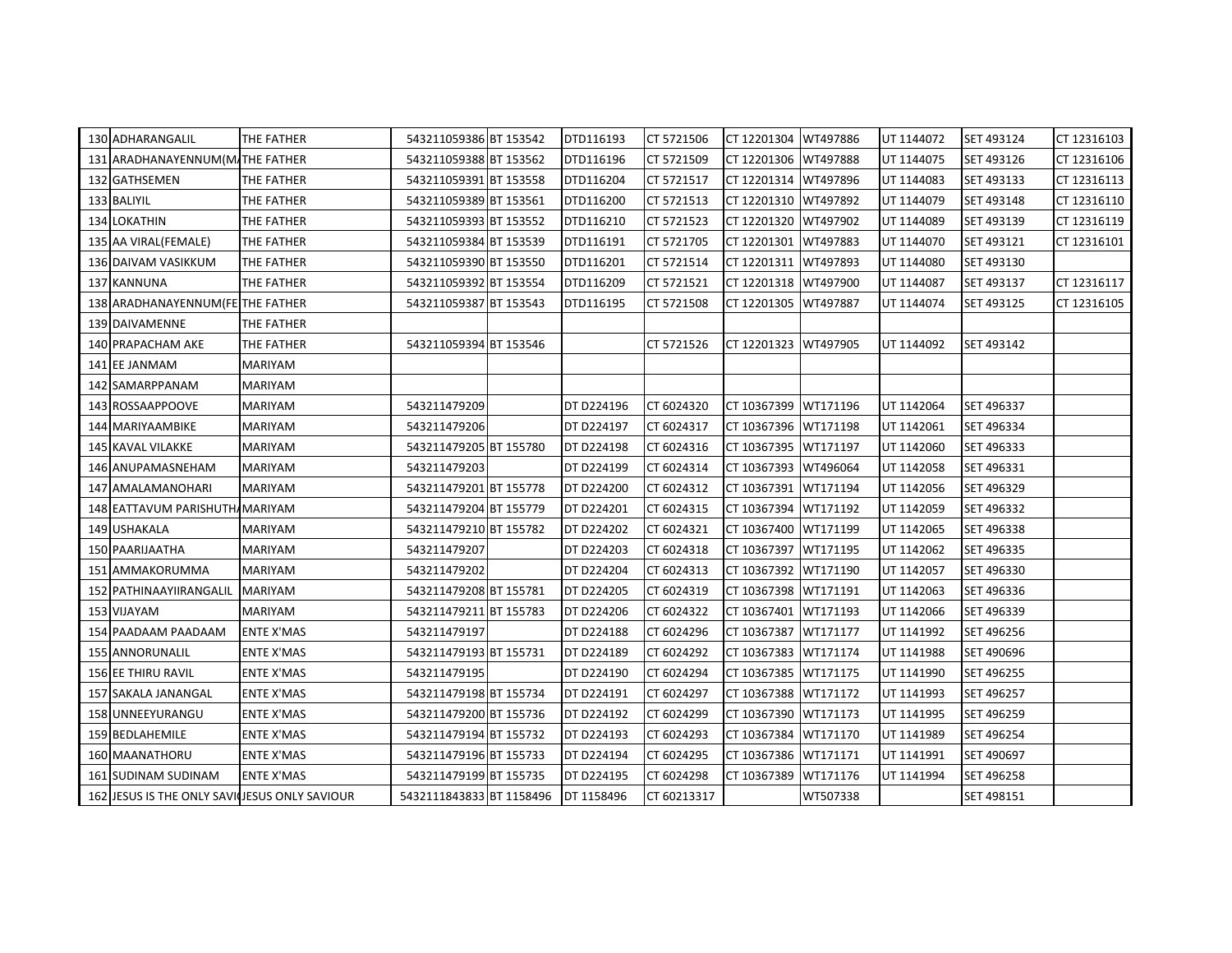| | | | | | | | | | | | |
|---|---|---|---|---|---|---|---|---|---|---|---|
| 130 | ADHARANGALIL | THE FATHER | 543211059386 | BT 153542 | DTD116193 | CT 5721506 | CT 12201304 | WT497886 | UT 1144072 | SET 493124 | CT 12316103 |
| 131 | ARADHANAYENNUM(M | THE FATHER | 543211059388 | BT 153562 | DTD116196 | CT 5721509 | CT 12201306 | WT497888 | UT 1144075 | SET 493126 | CT 12316106 |
| 132 | GATHSEMEN | THE FATHER | 543211059391 | BT 153558 | DTD116204 | CT 5721517 | CT 12201314 | WT497896 | UT 1144083 | SET 493133 | CT 12316113 |
| 133 | BALIYIL | THE FATHER | 543211059389 | BT 153561 | DTD116200 | CT 5721513 | CT 12201310 | WT497892 | UT 1144079 | SET 493148 | CT 12316110 |
| 134 | LOKATHIN | THE FATHER | 543211059393 | BT 153552 | DTD116210 | CT 5721523 | CT 12201320 | WT497902 | UT 1144089 | SET 493139 | CT 12316119 |
| 135 | AA VIRAL(FEMALE) | THE FATHER | 543211059384 | BT 153539 | DTD116191 | CT 5721705 | CT 12201301 | WT497883 | UT 1144070 | SET 493121 | CT 12316101 |
| 136 | DAIVAM VASIKKUM | THE FATHER | 543211059390 | BT 153550 | DTD116201 | CT 5721514 | CT 12201311 | WT497893 | UT 1144080 | SET 493130 | |
| 137 | KANNUNA | THE FATHER | 543211059392 | BT 153554 | DTD116209 | CT 5721521 | CT 12201318 | WT497900 | UT 1144087 | SET 493137 | CT 12316117 |
| 138 | ARADHANAYENNUM(FE | THE FATHER | 543211059387 | BT 153543 | DTD116195 | CT 5721508 | CT 12201305 | WT497887 | UT 1144074 | SET 493125 | CT 12316105 |
| 139 | DAIVAMENNE | THE FATHER | | | | | | | | | |
| 140 | PRAPACHAM AKE | THE FATHER | 543211059394 | BT 153546 | | CT 5721526 | CT 12201323 | WT497905 | UT 1144092 | SET 493142 | |
| 141 | EE JANMAM | MARIYAM | | | | | | | | | |
| 142 | SAMARPPANAM | MARIYAM | | | | | | | | | |
| 143 | ROSSAAPPOOVE | MARIYAM | 543211479209 | | DT D224196 | CT 6024320 | CT 10367399 | WT171196 | UT 1142064 | SET 496337 | |
| 144 | MARIYAAMBIKE | MARIYAM | 543211479206 | | DT D224197 | CT 6024317 | CT 10367396 | WT171198 | UT 1142061 | SET 496334 | |
| 145 | KAVAL VILAKKE | MARIYAM | 543211479205 | BT 155780 | DT D224198 | CT 6024316 | CT 10367395 | WT171197 | UT 1142060 | SET 496333 | |
| 146 | ANUPAMASNEHAM | MARIYAM | 543211479203 | | DT D224199 | CT 6024314 | CT 10367393 | WT496064 | UT 1142058 | SET 496331 | |
| 147 | AMALAMANOHARI | MARIYAM | 543211479201 | BT 155778 | DT D224200 | CT 6024312 | CT 10367391 | WT171194 | UT 1142056 | SET 496329 | |
| 148 | EATTAVUM PARISHUTH | MARIYAM | 543211479204 | BT 155779 | DT D224201 | CT 6024315 | CT 10367394 | WT171192 | UT 1142059 | SET 496332 | |
| 149 | USHAKALA | MARIYAM | 543211479210 | BT 155782 | DT D224202 | CT 6024321 | CT 10367400 | WT171199 | UT 1142065 | SET 496338 | |
| 150 | PAARIJAATHA | MARIYAM | 543211479207 | | DT D224203 | CT 6024318 | CT 10367397 | WT171195 | UT 1142062 | SET 496335 | |
| 151 | AMMAKORUMMA | MARIYAM | 543211479202 | | DT D224204 | CT 6024313 | CT 10367392 | WT171190 | UT 1142057 | SET 496330 | |
| 152 | PATHINAAYIIRANGALIL | MARIYAM | 543211479208 | BT 155781 | DT D224205 | CT 6024319 | CT 10367398 | WT171191 | UT 1142063 | SET 496336 | |
| 153 | VIJAYAM | MARIYAM | 543211479211 | BT 155783 | DT D224206 | CT 6024322 | CT 10367401 | WT171193 | UT 1142066 | SET 496339 | |
| 154 | PAADAAM PAADAAM | ENTE X'MAS | 543211479197 | | DT D224188 | CT 6024296 | CT 10367387 | WT171177 | UT 1141992 | SET 496256 | |
| 155 | ANNORUNALIL | ENTE X'MAS | 543211479193 | BT 155731 | DT D224189 | CT 6024292 | CT 10367383 | WT171174 | UT 1141988 | SET 490696 | |
| 156 | EE THIRU RAVIL | ENTE X'MAS | 543211479195 | | DT D224190 | CT 6024294 | CT 10367385 | WT171175 | UT 1141990 | SET 496255 | |
| 157 | SAKALA JANANGAL | ENTE X'MAS | 543211479198 | BT 155734 | DT D224191 | CT 6024297 | CT 10367388 | WT171172 | UT 1141993 | SET 496257 | |
| 158 | UNNEEYURANGU | ENTE X'MAS | 543211479200 | BT 155736 | DT D224192 | CT 6024299 | CT 10367390 | WT171173 | UT 1141995 | SET 496259 | |
| 159 | BEDLAHEMILE | ENTE X'MAS | 543211479194 | BT 155732 | DT D224193 | CT 6024293 | CT 10367384 | WT171170 | UT 1141989 | SET 496254 | |
| 160 | MAANATHORU | ENTE X'MAS | 543211479196 | BT 155733 | DT D224194 | CT 6024295 | CT 10367386 | WT171171 | UT 1141991 | SET 490697 | |
| 161 | SUDINAM SUDINAM | ENTE X'MAS | 543211479199 | BT 155735 | DT D224195 | CT 6024298 | CT 10367389 | WT171176 | UT 1141994 | SET 496258 | |
| 162 | JESUS IS THE ONLY SAVI | JESUS ONLY SAVIOUR | 5432111843833 | BT 1158496 | DT 1158496 | CT 60213317 | | WT507338 | | SET 498151 | |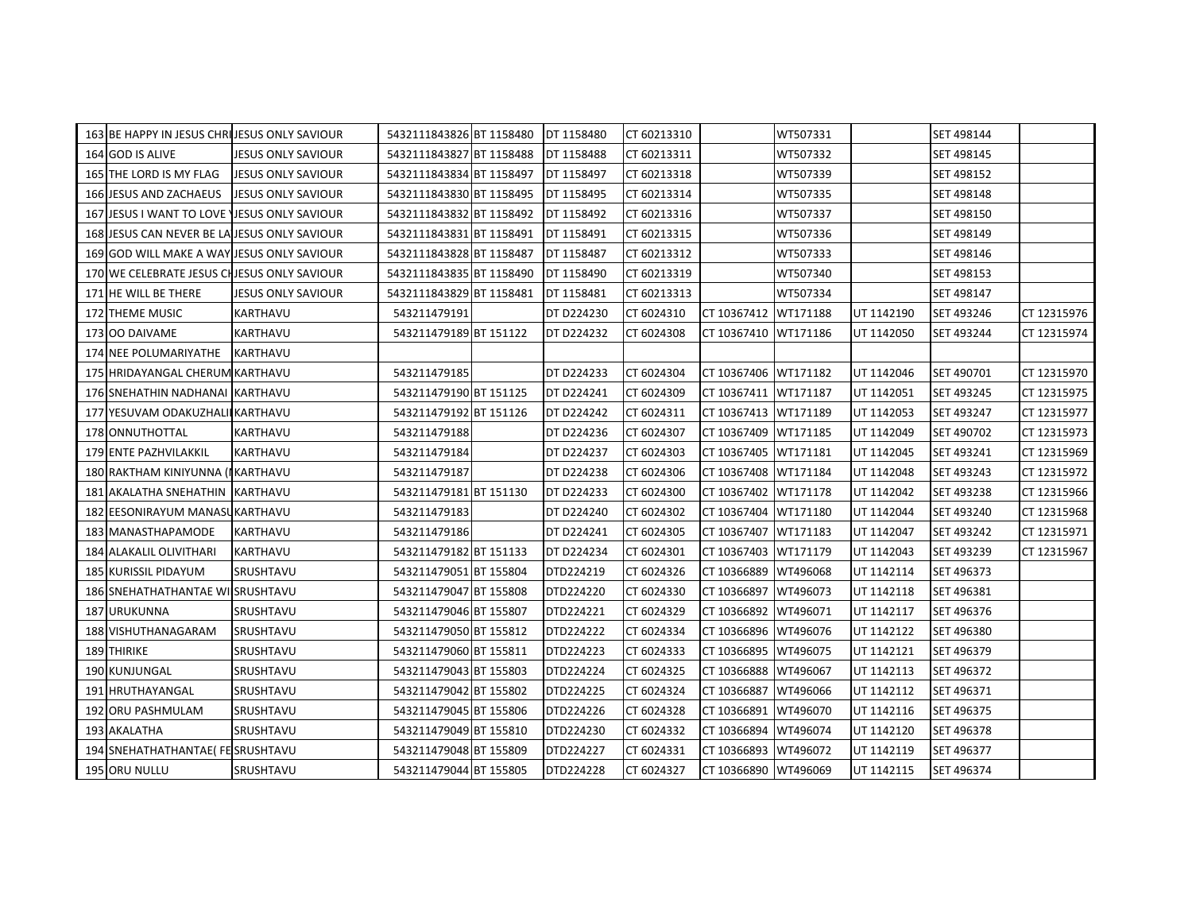| | | | | | | | | | | | |
|---|---|---|---|---|---|---|---|---|---|---|---|
| 163 | BE HAPPY IN JESUS CHRI | JESUS ONLY SAVIOUR | 5432111843826 | BT 1158480 | DT 1158480 | CT 60213310 | | WT507331 | | SET 498144 | |
| 164 | GOD IS ALIVE | JESUS ONLY SAVIOUR | 5432111843827 | BT 1158488 | DT 1158488 | CT 60213311 | | WT507332 | | SET 498145 | |
| 165 | THE LORD IS MY FLAG | JESUS ONLY SAVIOUR | 5432111843834 | BT 1158497 | DT 1158497 | CT 60213318 | | WT507339 | | SET 498152 | |
| 166 | JESUS AND ZACHAEUS | JESUS ONLY SAVIOUR | 5432111843830 | BT 1158495 | DT 1158495 | CT 60213314 | | WT507335 | | SET 498148 | |
| 167 | JESUS I WANT TO LOVE Y | JESUS ONLY SAVIOUR | 5432111843832 | BT 1158492 | DT 1158492 | CT 60213316 | | WT507337 | | SET 498150 | |
| 168 | JESUS CAN NEVER BE LA | JESUS ONLY SAVIOUR | 5432111843831 | BT 1158491 | DT 1158491 | CT 60213315 | | WT507336 | | SET 498149 | |
| 169 | GOD WILL MAKE A WAY | JESUS ONLY SAVIOUR | 5432111843828 | BT 1158487 | DT 1158487 | CT 60213312 | | WT507333 | | SET 498146 | |
| 170 | WE CELEBRATE JESUS CH | JESUS ONLY SAVIOUR | 5432111843835 | BT 1158490 | DT 1158490 | CT 60213319 | | WT507340 | | SET 498153 | |
| 171 | HE WILL BE THERE | JESUS ONLY SAVIOUR | 5432111843829 | BT 1158481 | DT 1158481 | CT 60213313 | | WT507334 | | SET 498147 | |
| 172 | THEME MUSIC | KARTHAVU | 543211479191 | | DT D224230 | CT 6024310 | CT 10367412 | WT171188 | UT 1142190 | SET 493246 | CT 12315976 |
| 173 | OO DAIVAME | KARTHAVU | 543211479189 | BT 151122 | DT D224232 | CT 6024308 | CT 10367410 | WT171186 | UT 1142050 | SET 493244 | CT 12315974 |
| 174 | NEE POLUMARIYATHE | KARTHAVU | | | | | | | | | |
| 175 | HRIDAYANGAL CHERUM | KARTHAVU | 543211479185 | | DT D224233 | CT 6024304 | CT 10367406 | WT171182 | UT 1142046 | SET 490701 | CT 12315970 |
| 176 | SNEHATHIN NADHANAI | KARTHAVU | 543211479190 | BT 151125 | DT D224241 | CT 6024309 | CT 10367411 | WT171187 | UT 1142051 | SET 493245 | CT 12315975 |
| 177 | YESUVAM ODAKUZHALI | KARTHAVU | 543211479192 | BT 151126 | DT D224242 | CT 6024311 | CT 10367413 | WT171189 | UT 1142053 | SET 493247 | CT 12315977 |
| 178 | ONNUTHOTTAL | KARTHAVU | 543211479188 | | DT D224236 | CT 6024307 | CT 10367409 | WT171185 | UT 1142049 | SET 490702 | CT 12315973 |
| 179 | ENTE PAZHVILAKKIL | KARTHAVU | 543211479184 | | DT D224237 | CT 6024303 | CT 10367405 | WT171181 | UT 1142045 | SET 493241 | CT 12315969 |
| 180 | RAKTHAM KINIYUNNA (I | KARTHAVU | 543211479187 | | DT D224238 | CT 6024306 | CT 10367408 | WT171184 | UT 1142048 | SET 493243 | CT 12315972 |
| 181 | AKALATHA SNEHATHIN | KARTHAVU | 543211479181 | BT 151130 | DT D224233 | CT 6024300 | CT 10367402 | WT171178 | UT 1142042 | SET 493238 | CT 12315966 |
| 182 | EESONIRAYUM MANASU | KARTHAVU | 543211479183 | | DT D224240 | CT 6024302 | CT 10367404 | WT171180 | UT 1142044 | SET 493240 | CT 12315968 |
| 183 | MANASTHAPAMODE | KARTHAVU | 543211479186 | | DT D224241 | CT 6024305 | CT 10367407 | WT171183 | UT 1142047 | SET 493242 | CT 12315971 |
| 184 | ALAKALIL OLIVITHARI | KARTHAVU | 543211479182 | BT 151133 | DT D224234 | CT 6024301 | CT 10367403 | WT171179 | UT 1142043 | SET 493239 | CT 12315967 |
| 185 | KURISSIL PIDAYUM | SRUSHTAVU | 543211479051 | BT 155804 | DTD224219 | CT 6024326 | CT 10366889 | WT496068 | UT 1142114 | SET 496373 | |
| 186 | SNEHATHATHANTAE WI | SRUSHTAVU | 543211479047 | BT 155808 | DTD224220 | CT 6024330 | CT 10366897 | WT496073 | UT 1142118 | SET 496381 | |
| 187 | URUKUNNA | SRUSHTAVU | 543211479046 | BT 155807 | DTD224221 | CT 6024329 | CT 10366892 | WT496071 | UT 1142117 | SET 496376 | |
| 188 | VISHUTHANAGARAM | SRUSHTAVU | 543211479050 | BT 155812 | DTD224222 | CT 6024334 | CT 10366896 | WT496076 | UT 1142122 | SET 496380 | |
| 189 | THIRIKE | SRUSHTAVU | 543211479060 | BT 155811 | DTD224223 | CT 6024333 | CT 10366895 | WT496075 | UT 1142121 | SET 496379 | |
| 190 | KUNJUNGAL | SRUSHTAVU | 543211479043 | BT 155803 | DTD224224 | CT 6024325 | CT 10366888 | WT496067 | UT 1142113 | SET 496372 | |
| 191 | HRUTHAYANGAL | SRUSHTAVU | 543211479042 | BT 155802 | DTD224225 | CT 6024324 | CT 10366887 | WT496066 | UT 1142112 | SET 496371 | |
| 192 | ORU PASHMULAM | SRUSHTAVU | 543211479045 | BT 155806 | DTD224226 | CT 6024328 | CT 10366891 | WT496070 | UT 1142116 | SET 496375 | |
| 193 | AKALATHA | SRUSHTAVU | 543211479049 | BT 155810 | DTD224230 | CT 6024332 | CT 10366894 | WT496074 | UT 1142120 | SET 496378 | |
| 194 | SNEHATHATHANTAE( FE | SRUSHTAVU | 543211479048 | BT 155809 | DTD224227 | CT 6024331 | CT 10366893 | WT496072 | UT 1142119 | SET 496377 | |
| 195 | ORU NULLU | SRUSHTAVU | 543211479044 | BT 155805 | DTD224228 | CT 6024327 | CT 10366890 | WT496069 | UT 1142115 | SET 496374 | |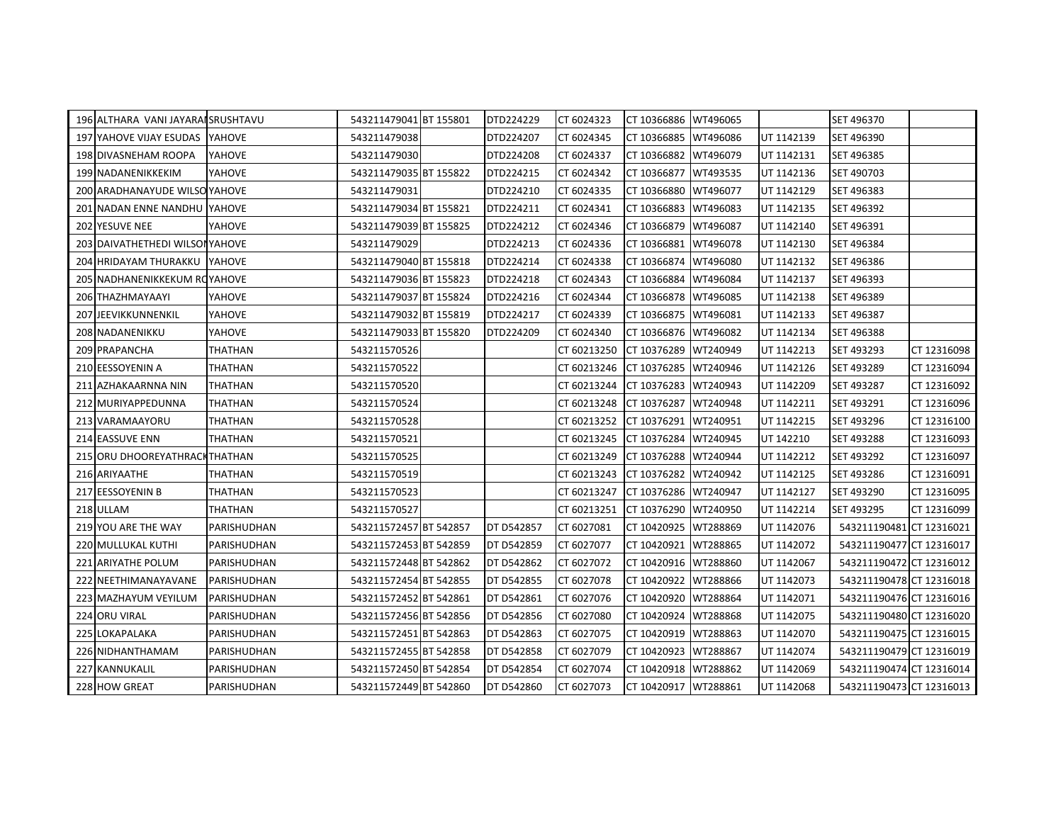| | | | | | | | | | | | |
|---|---|---|---|---|---|---|---|---|---|---|---|
| 196 | ALTHARA VANI JAYARAI | SRUSHTAVU | 543211479041 | BT 155801 | DTD224229 | CT 6024323 | CT 10366886 | WT496065 | | SET 496370 | |
| 197 | YAHOVE VIJAY ESUDAS | YAHOVE | 543211479038 | | DTD224207 | CT 6024345 | CT 10366885 | WT496086 | UT 1142139 | SET 496390 | |
| 198 | DIVASNEHAM ROOPA | YAHOVE | 543211479030 | | DTD224208 | CT 6024337 | CT 10366882 | WT496079 | UT 1142131 | SET 496385 | |
| 199 | NADANENIKKEKIM | YAHOVE | 543211479035 | BT 155822 | DTD224215 | CT 6024342 | CT 10366877 | WT493535 | UT 1142136 | SET 490703 | |
| 200 | ARADHANAYUDE WILSO | YAHOVE | 543211479031 | | DTD224210 | CT 6024335 | CT 10366880 | WT496077 | UT 1142129 | SET 496383 | |
| 201 | NADAN ENNE NANDHU | YAHOVE | 543211479034 | BT 155821 | DTD224211 | CT 6024341 | CT 10366883 | WT496083 | UT 1142135 | SET 496392 | |
| 202 | YESUVE NEE | YAHOVE | 543211479039 | BT 155825 | DTD224212 | CT 6024346 | CT 10366879 | WT496087 | UT 1142140 | SET 496391 | |
| 203 | DAIVATHETHEDI WILSON | YAHOVE | 543211479029 | | DTD224213 | CT 6024336 | CT 10366881 | WT496078 | UT 1142130 | SET 496384 | |
| 204 | HRIDAYAM THURAKKU | YAHOVE | 543211479040 | BT 155818 | DTD224214 | CT 6024338 | CT 10366874 | WT496080 | UT 1142132 | SET 496386 | |
| 205 | NADHANENIKKEKUM RO | YAHOVE | 543211479036 | BT 155823 | DTD224218 | CT 6024343 | CT 10366884 | WT496084 | UT 1142137 | SET 496393 | |
| 206 | THAZHMAYAAYI | YAHOVE | 543211479037 | BT 155824 | DTD224216 | CT 6024344 | CT 10366878 | WT496085 | UT 1142138 | SET 496389 | |
| 207 | JEEVIKKUNNENKIL | YAHOVE | 543211479032 | BT 155819 | DTD224217 | CT 6024339 | CT 10366875 | WT496081 | UT 1142133 | SET 496387 | |
| 208 | NADANENIKKU | YAHOVE | 543211479033 | BT 155820 | DTD224209 | CT 6024340 | CT 10366876 | WT496082 | UT 1142134 | SET 496388 | |
| 209 | PRAPANCHA | THATHAN | 543211570526 | | | CT 60213250 | CT 10376289 | WT240949 | UT 1142213 | SET 493293 | CT 12316098 |
| 210 | EESSOYENIN A | THATHAN | 543211570522 | | | CT 60213246 | CT 10376285 | WT240946 | UT 1142126 | SET 493289 | CT 12316094 |
| 211 | AZHAKAARNNA NIN | THATHAN | 543211570520 | | | CT 60213244 | CT 10376283 | WT240943 | UT 1142209 | SET 493287 | CT 12316092 |
| 212 | MURIYAPPEDUNNA | THATHAN | 543211570524 | | | CT 60213248 | CT 10376287 | WT240948 | UT 1142211 | SET 493291 | CT 12316096 |
| 213 | VARAMAAYORU | THATHAN | 543211570528 | | | CT 60213252 | CT 10376291 | WT240951 | UT 1142215 | SET 493296 | CT 12316100 |
| 214 | EASSUVE ENN | THATHAN | 543211570521 | | | CT 60213245 | CT 10376284 | WT240945 | UT 142210 | SET 493288 | CT 12316093 |
| 215 | ORU DHOOREYATHRACK | THATHAN | 543211570525 | | | CT 60213249 | CT 10376288 | WT240944 | UT 1142212 | SET 493292 | CT 12316097 |
| 216 | ARIYAATHE | THATHAN | 543211570519 | | | CT 60213243 | CT 10376282 | WT240942 | UT 1142125 | SET 493286 | CT 12316091 |
| 217 | EESSOYENIN B | THATHAN | 543211570523 | | | CT 60213247 | CT 10376286 | WT240947 | UT 1142127 | SET 493290 | CT 12316095 |
| 218 | ULLAM | THATHAN | 543211570527 | | | CT 60213251 | CT 10376290 | WT240950 | UT 1142214 | SET 493295 | CT 12316099 |
| 219 | YOU ARE THE WAY | PARISHUDHAN | 543211572457 | BT 542857 | DT D542857 | CT 6027081 | CT 10420925 | WT288869 | UT 1142076 | 543211190481 | CT 12316021 |
| 220 | MULLUKAL KUTHI | PARISHUDHAN | 543211572453 | BT 542859 | DT D542859 | CT 6027077 | CT 10420921 | WT288865 | UT 1142072 | 543211190477 | CT 12316017 |
| 221 | ARIYATHE POLUM | PARISHUDHAN | 543211572448 | BT 542862 | DT D542862 | CT 6027072 | CT 10420916 | WT288860 | UT 1142067 | 543211190472 | CT 12316012 |
| 222 | NEETHIMANAYAVANE | PARISHUDHAN | 543211572454 | BT 542855 | DT D542855 | CT 6027078 | CT 10420922 | WT288866 | UT 1142073 | 543211190478 | CT 12316018 |
| 223 | MAZHAYUM VEYILUM | PARISHUDHAN | 543211572452 | BT 542861 | DT D542861 | CT 6027076 | CT 10420920 | WT288864 | UT 1142071 | 543211190476 | CT 12316016 |
| 224 | ORU VIRAL | PARISHUDHAN | 543211572456 | BT 542856 | DT D542856 | CT 6027080 | CT 10420924 | WT288868 | UT 1142075 | 543211190480 | CT 12316020 |
| 225 | LOKAPALAKA | PARISHUDHAN | 543211572451 | BT 542863 | DT D542863 | CT 6027075 | CT 10420919 | WT288863 | UT 1142070 | 543211190475 | CT 12316015 |
| 226 | NIDHANTHAMAM | PARISHUDHAN | 543211572455 | BT 542858 | DT D542858 | CT 6027079 | CT 10420923 | WT288867 | UT 1142074 | 543211190479 | CT 12316019 |
| 227 | KANNUKALIL | PARISHUDHAN | 543211572450 | BT 542854 | DT D542854 | CT 6027074 | CT 10420918 | WT288862 | UT 1142069 | 543211190474 | CT 12316014 |
| 228 | HOW GREAT | PARISHUDHAN | 543211572449 | BT 542860 | DT D542860 | CT 6027073 | CT 10420917 | WT288861 | UT 1142068 | 543211190473 | CT 12316013 |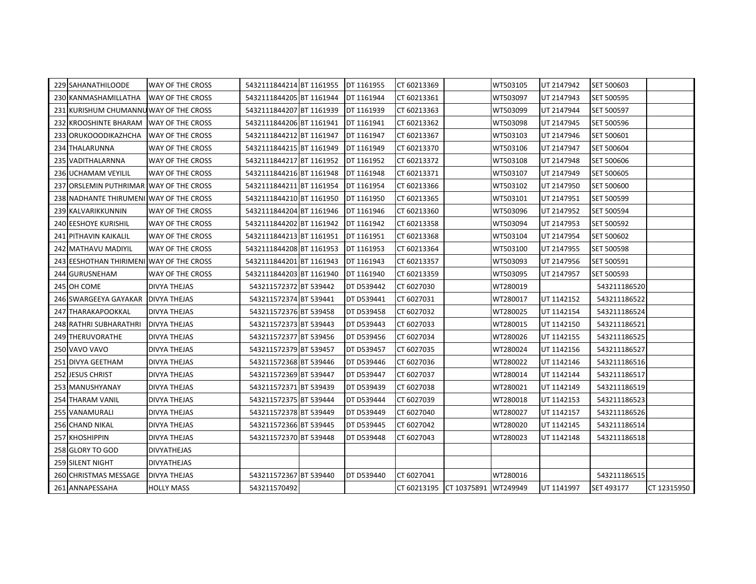| | | | | | | | | | | | |
|---|---|---|---|---|---|---|---|---|---|---|---|
| 229 | SAHANATHILOODE | WAY OF THE CROSS | 5432111844214 | BT 1161955 | DT 1161955 | CT 60213369 | | WT503105 | UT 2147942 | SET 500603 | |
| 230 | KANMASHAMILLATHA | WAY OF THE CROSS | 5432111844205 | BT 1161944 | DT 1161944 | CT 60213361 | | WT503097 | UT 2147943 | SET 500595 | |
| 231 | KURISHUM CHUMANNU | WAY OF THE CROSS | 5432111844207 | BT 1161939 | DT 1161939 | CT 60213363 | | WT503099 | UT 2147944 | SET 500597 | |
| 232 | KROOSHINTE BHARAM | WAY OF THE CROSS | 5432111844206 | BT 1161941 | DT 1161941 | CT 60213362 | | WT503098 | UT 2147945 | SET 500596 | |
| 233 | ORUKOOODIKAZHCHA | WAY OF THE CROSS | 5432111844212 | BT 1161947 | DT 1161947 | CT 60213367 | | WT503103 | UT 2147946 | SET 500601 | |
| 234 | THALARUNNA | WAY OF THE CROSS | 5432111844215 | BT 1161949 | DT 1161949 | CT 60213370 | | WT503106 | UT 2147947 | SET 500604 | |
| 235 | VADITHALARNNA | WAY OF THE CROSS | 5432111844217 | BT 1161952 | DT 1161952 | CT 60213372 | | WT503108 | UT 2147948 | SET 500606 | |
| 236 | UCHAMAM VEYILIL | WAY OF THE CROSS | 5432111844216 | BT 1161948 | DT 1161948 | CT 60213371 | | WT503107 | UT 2147949 | SET 500605 | |
| 237 | ORSLEMIN PUTHRIMAR | WAY OF THE CROSS | 5432111844211 | BT 1161954 | DT 1161954 | CT 60213366 | | WT503102 | UT 2147950 | SET 500600 | |
| 238 | NADHANTE THIRUMENI | WAY OF THE CROSS | 5432111844210 | BT 1161950 | DT 1161950 | CT 60213365 | | WT503101 | UT 2147951 | SET 500599 | |
| 239 | KALVARIKKUNNIN | WAY OF THE CROSS | 5432111844204 | BT 1161946 | DT 1161946 | CT 60213360 | | WT503096 | UT 2147952 | SET 500594 | |
| 240 | EESHOYE KURISHIL | WAY OF THE CROSS | 5432111844202 | BT 1161942 | DT 1161942 | CT 60213358 | | WT503094 | UT 2147953 | SET 500592 | |
| 241 | PITHAVIN KAIKALIL | WAY OF THE CROSS | 5432111844213 | BT 1161951 | DT 1161951 | CT 60213368 | | WT503104 | UT 2147954 | SET 500602 | |
| 242 | MATHAVU MADIYIL | WAY OF THE CROSS | 5432111844208 | BT 1161953 | DT 1161953 | CT 60213364 | | WT503100 | UT 2147955 | SET 500598 | |
| 243 | EESHOTHAN THIRIMENI | WAY OF THE CROSS | 5432111844201 | BT 1161943 | DT 1161943 | CT 60213357 | | WT503093 | UT 2147956 | SET 500591 | |
| 244 | GURUSNEHAM | WAY OF THE CROSS | 5432111844203 | BT 1161940 | DT 1161940 | CT 60213359 | | WT503095 | UT 2147957 | SET 500593 | |
| 245 | OH COME | DIVYA THEJAS | 543211572372 | BT 539442 | DT D539442 | CT 6027030 | | WT280019 | | 543211186520 | |
| 246 | SWARGEEYA GAYAKAR | DIVYA THEJAS | 543211572374 | BT 539441 | DT D539441 | CT 6027031 | | WT280017 | UT 1142152 | 543211186522 | |
| 247 | THARAKAPOOKKAL | DIVYA THEJAS | 543211572376 | BT 539458 | DT D539458 | CT 6027032 | | WT280025 | UT 1142154 | 543211186524 | |
| 248 | RATHRI SUBHARATHRI | DIVYA THEJAS | 543211572373 | BT 539443 | DT D539443 | CT 6027033 | | WT280015 | UT 1142150 | 543211186521 | |
| 249 | THERUVORATHE | DIVYA THEJAS | 543211572377 | BT 539456 | DT D539456 | CT 6027034 | | WT280026 | UT 1142155 | 543211186525 | |
| 250 | VAVO VAVO | DIVYA THEJAS | 543211572379 | BT 539457 | DT D539457 | CT 6027035 | | WT280024 | UT 1142156 | 543211186527 | |
| 251 | DIVYA GEETHAM | DIVYA THEJAS | 543211572368 | BT 539446 | DT D539446 | CT 6027036 | | WT280022 | UT 1142146 | 543211186516 | |
| 252 | JESUS CHRIST | DIVYA THEJAS | 543211572369 | BT 539447 | DT D539447 | CT 6027037 | | WT280014 | UT 1142144 | 543211186517 | |
| 253 | MANUSHYANAY | DIVYA THEJAS | 543211572371 | BT 539439 | DT D539439 | CT 6027038 | | WT280021 | UT 1142149 | 543211186519 | |
| 254 | THARAM VANIL | DIVYA THEJAS | 543211572375 | BT 539444 | DT D539444 | CT 6027039 | | WT280018 | UT 1142153 | 543211186523 | |
| 255 | VANAMURALI | DIVYA THEJAS | 543211572378 | BT 539449 | DT D539449 | CT 6027040 | | WT280027 | UT 1142157 | 543211186526 | |
| 256 | CHAND NIKAL | DIVYA THEJAS | 543211572366 | BT 539445 | DT D539445 | CT 6027042 | | WT280020 | UT 1142145 | 543211186514 | |
| 257 | KHOSHIPPIN | DIVYA THEJAS | 543211572370 | BT 539448 | DT D539448 | CT 6027043 | | WT280023 | UT 1142148 | 543211186518 | |
| 258 | GLORY TO GOD | DIVYATHEJAS | | | | | | | | | |
| 259 | SILENT NIGHT | DIVYATHEJAS | | | | | | | | | |
| 260 | CHRISTMAS MESSAGE | DIVYA THEJAS | 543211572367 | BT 539440 | DT D539440 | CT 6027041 | | WT280016 | | 543211186515 | |
| 261 | ANNAPESSAHA | HOLLY MASS | 543211570492 | | | CT 60213195 | CT 10375891 | WT249949 | UT 1141997 | SET 493177 | CT 12315950 |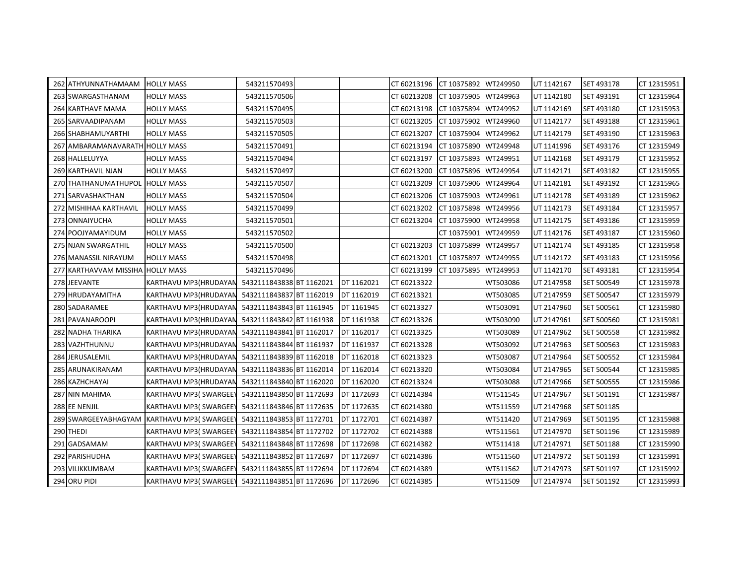| 262 | ATHYUNNATHAMAAM | HOLLY MASS | 543211570493 | | | CT 60213196 | CT 10375892 | WT249950 | UT 1142167 | SET 493178 | CT 12315951 |
|---|---|---|---|---|---|---|---|---|---|---|---|
| 263 | SWARGASTHANAM | HOLLY MASS | 543211570506 | | | CT 60213208 | CT 10375905 | WT249963 | UT 1142180 | SET 493191 | CT 12315964 |
| 264 | KARTHAVE MAMA | HOLLY MASS | 543211570495 | | | CT 60213198 | CT 10375894 | WT249952 | UT 1142169 | SET 493180 | CT 12315953 |
| 265 | SARVAADIPANAM | HOLLY MASS | 543211570503 | | | CT 60213205 | CT 10375902 | WT249960 | UT 1142177 | SET 493188 | CT 12315961 |
| 266 | SHABHAMUYARTHI | HOLLY MASS | 543211570505 | | | CT 60213207 | CT 10375904 | WT249962 | UT 1142179 | SET 493190 | CT 12315963 |
| 267 | AMBARAMANAVARATH | HOLLY MASS | 543211570491 | | | CT 60213194 | CT 10375890 | WT249948 | UT 1141996 | SET 493176 | CT 12315949 |
| 268 | HALLELUYYA | HOLLY MASS | 543211570494 | | | CT 60213197 | CT 10375893 | WT249951 | UT 1142168 | SET 493179 | CT 12315952 |
| 269 | KARTHAVIL NJAN | HOLLY MASS | 543211570497 | | | CT 60213200 | CT 10375896 | WT249954 | UT 1142171 | SET 493182 | CT 12315955 |
| 270 | THATHANUMATHUPOL | HOLLY MASS | 543211570507 | | | CT 60213209 | CT 10375906 | WT249964 | UT 1142181 | SET 493192 | CT 12315965 |
| 271 | SARVASHAKTHAN | HOLLY MASS | 543211570504 | | | CT 60213206 | CT 10375903 | WT249961 | UT 1142178 | SET 493189 | CT 12315962 |
| 272 | MISHIHAA KARTHAVIL | HOLLY MASS | 543211570499 | | | CT 60213202 | CT 10375898 | WT249956 | UT 1142173 | SET 493184 | CT 12315957 |
| 273 | ONNAIYUCHA | HOLLY MASS | 543211570501 | | | CT 60213204 | CT 10375900 | WT249958 | UT 1142175 | SET 493186 | CT 12315959 |
| 274 | POOJYAMAYIDUM | HOLLY MASS | 543211570502 | | | | CT 10375901 | WT249959 | UT 1142176 | SET 493187 | CT 12315960 |
| 275 | NJAN SWARGATHIL | HOLLY MASS | 543211570500 | | | CT 60213203 | CT 10375899 | WT249957 | UT 1142174 | SET 493185 | CT 12315958 |
| 276 | MANASSIL NIRAYUM | HOLLY MASS | 543211570498 | | | CT 60213201 | CT 10375897 | WT249955 | UT 1142172 | SET 493183 | CT 12315956 |
| 277 | KARTHAVVAM MISSIHA | HOLLY MASS | 543211570496 | | | CT 60213199 | CT 10375895 | WT249953 | UT 1142170 | SET 493181 | CT 12315954 |
| 278 | JEEVANTE | KARTHAVU MP3(HRUDAYAN | 5432111843838 | BT 1162021 | DT 1162021 | CT 60213322 | | WT503086 | UT 2147958 | SET 500549 | CT 12315978 |
| 279 | HRUDAYAMITHA | KARTHAVU MP3(HRUDAYAN | 5432111843837 | BT 1162019 | DT 1162019 | CT 60213321 | | WT503085 | UT 2147959 | SET 500547 | CT 12315979 |
| 280 | SADARAMEE | KARTHAVU MP3(HRUDAYAN | 5432111843843 | BT 1161945 | DT 1161945 | CT 60213327 | | WT503091 | UT 2147960 | SET 500561 | CT 12315980 |
| 281 | PAVANAROOPI | KARTHAVU MP3(HRUDAYAN | 5432111843842 | BT 1161938 | DT 1161938 | CT 60213326 | | WT503090 | UT 2147961 | SET 500560 | CT 12315981 |
| 282 | NADHA THARIKA | KARTHAVU MP3(HRUDAYAN | 5432111843841 | BT 1162017 | DT 1162017 | CT 60213325 | | WT503089 | UT 2147962 | SET 500558 | CT 12315982 |
| 283 | VAZHTHUNNU | KARTHAVU MP3(HRUDAYAN | 5432111843844 | BT 1161937 | DT 1161937 | CT 60213328 | | WT503092 | UT 2147963 | SET 500563 | CT 12315983 |
| 284 | JERUSALEMIL | KARTHAVU MP3(HRUDAYAN | 5432111843839 | BT 1162018 | DT 1162018 | CT 60213323 | | WT503087 | UT 2147964 | SET 500552 | CT 12315984 |
| 285 | ARUNAKIRANAM | KARTHAVU MP3(HRUDAYAN | 5432111843836 | BT 1162014 | DT 1162014 | CT 60213320 | | WT503084 | UT 2147965 | SET 500544 | CT 12315985 |
| 286 | KAZHCHAYAI | KARTHAVU MP3(HRUDAYAN | 5432111843840 | BT 1162020 | DT 1162020 | CT 60213324 | | WT503088 | UT 2147966 | SET 500555 | CT 12315986 |
| 287 | NIN MAHIMA | KARTHAVU MP3( SWARGEE | 5432111843850 | BT 1172693 | DT 1172693 | CT 60214384 | | WT511545 | UT 2147967 | SET 501191 | CT 12315987 |
| 288 | EE NENJIL | KARTHAVU MP3( SWARGEE | 5432111843846 | BT 1172635 | DT 1172635 | CT 60214380 | | WT511559 | UT 2147968 | SET 501185 | |
| 289 | SWARGEEYABHAGYAM | KARTHAVU MP3( SWARGEE | 5432111843853 | BT 1172701 | DT 1172701 | CT 60214387 | | WT511420 | UT 2147969 | SET 501195 | CT 12315988 |
| 290 | THEDI | KARTHAVU MP3( SWARGEE | 5432111843854 | BT 1172702 | DT 1172702 | CT 60214388 | | WT511561 | UT 2147970 | SET 501196 | CT 12315989 |
| 291 | GADSAMAM | KARTHAVU MP3( SWARGEE | 5432111843848 | BT 1172698 | DT 1172698 | CT 60214382 | | WT511418 | UT 2147971 | SET 501188 | CT 12315990 |
| 292 | PARISHUDHA | KARTHAVU MP3( SWARGEE | 5432111843852 | BT 1172697 | DT 1172697 | CT 60214386 | | WT511560 | UT 2147972 | SET 501193 | CT 12315991 |
| 293 | VILIKKUMBAM | KARTHAVU MP3( SWARGEE | 5432111843855 | BT 1172694 | DT 1172694 | CT 60214389 | | WT511562 | UT 2147973 | SET 501197 | CT 12315992 |
| 294 | ORU PIDI | KARTHAVU MP3( SWARGEE | 5432111843851 | BT 1172696 | DT 1172696 | CT 60214385 | | WT511509 | UT 2147974 | SET 501192 | CT 12315993 |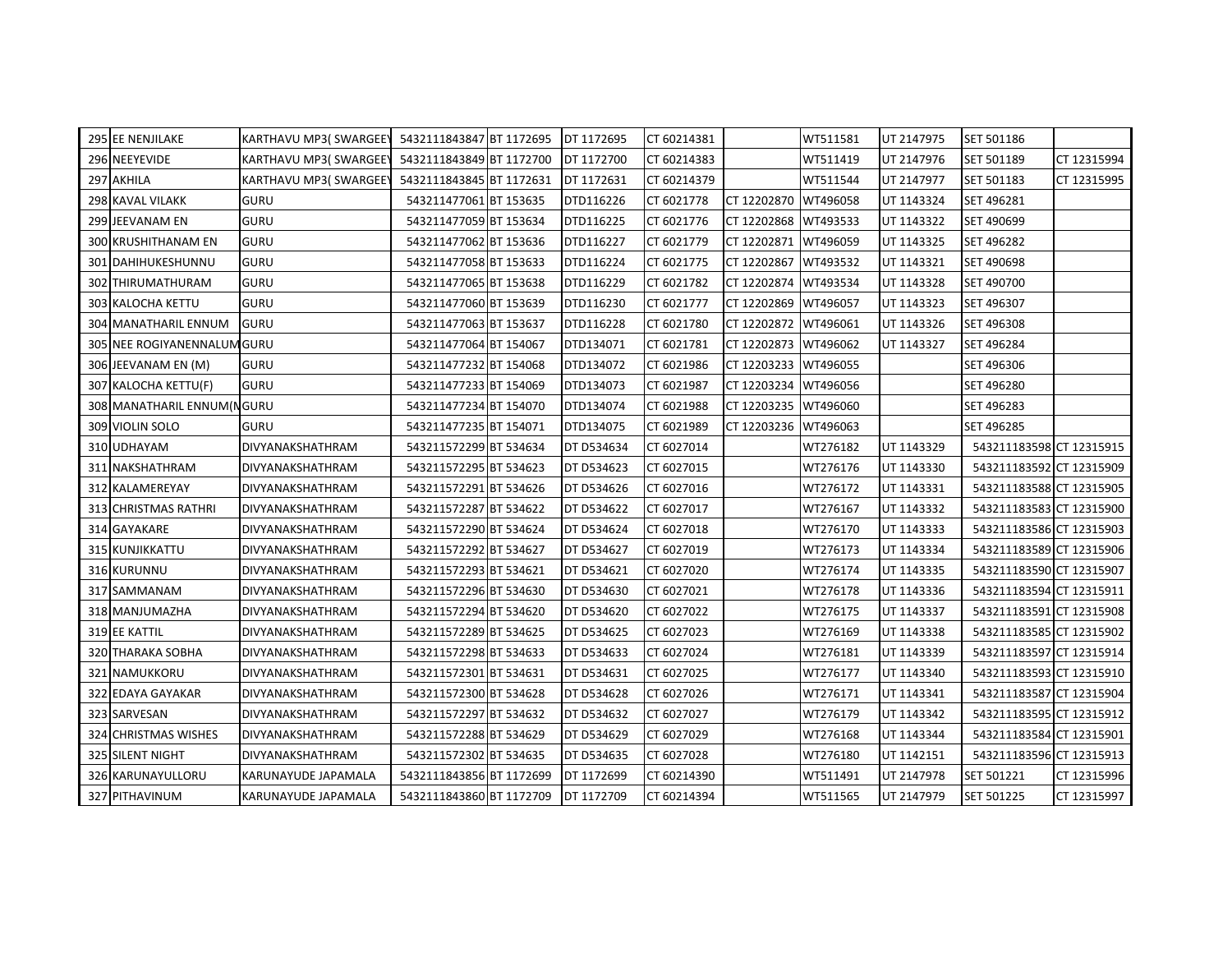| | | | | | | | | | | | |
|---|---|---|---|---|---|---|---|---|---|---|---|
| 295 | EE NENJILAKE | KARTHAVU MP3( SWARGEEY | 5432111843847 | BT 1172695 | DT 1172695 | CT 60214381 | | WT511581 | UT 2147975 | SET 501186 | |
| 296 | NEEYEVIDE | KARTHAVU MP3( SWARGEEY | 5432111843849 | BT 1172700 | DT 1172700 | CT 60214383 | | WT511419 | UT 2147976 | SET 501189 | CT 12315994 |
| 297 | AKHILA | KARTHAVU MP3( SWARGEEY | 5432111843845 | BT 1172631 | DT 1172631 | CT 60214379 | | WT511544 | UT 2147977 | SET 501183 | CT 12315995 |
| 298 | KAVAL VILAKK | GURU | 543211477061 | BT 153635 | DTD116226 | CT 6021778 | CT 12202870 | WT496058 | UT 1143324 | SET 496281 | |
| 299 | JEEVANAM EN | GURU | 543211477059 | BT 153634 | DTD116225 | CT 6021776 | CT 12202868 | WT493533 | UT 1143322 | SET 490699 | |
| 300 | KRUSHITHANAM EN | GURU | 543211477062 | BT 153636 | DTD116227 | CT 6021779 | CT 12202871 | WT496059 | UT 1143325 | SET 496282 | |
| 301 | DAHIHUKESHUNNU | GURU | 543211477058 | BT 153633 | DTD116224 | CT 6021775 | CT 12202867 | WT493532 | UT 1143321 | SET 490698 | |
| 302 | THIRUMATHURAM | GURU | 543211477065 | BT 153638 | DTD116229 | CT 6021782 | CT 12202874 | WT493534 | UT 1143328 | SET 490700 | |
| 303 | KALOCHA KETTU | GURU | 543211477060 | BT 153639 | DTD116230 | CT 6021777 | CT 12202869 | WT496057 | UT 1143323 | SET 496307 | |
| 304 | MANATHARIL ENNUM | GURU | 543211477063 | BT 153637 | DTD116228 | CT 6021780 | CT 12202872 | WT496061 | UT 1143326 | SET 496308 | |
| 305 | NEE ROGIYANENNALUM | GURU | 543211477064 | BT 154067 | DTD134071 | CT 6021781 | CT 12202873 | WT496062 | UT 1143327 | SET 496284 | |
| 306 | JEEVANAM EN (M) | GURU | 543211477232 | BT 154068 | DTD134072 | CT 6021986 | CT 12203233 | WT496055 | | SET 496306 | |
| 307 | KALOCHA KETTU(F) | GURU | 543211477233 | BT 154069 | DTD134073 | CT 6021987 | CT 12203234 | WT496056 | | SET 496280 | |
| 308 | MANATHARIL ENNUM(M | GURU | 543211477234 | BT 154070 | DTD134074 | CT 6021988 | CT 12203235 | WT496060 | | SET 496283 | |
| 309 | VIOLIN SOLO | GURU | 543211477235 | BT 154071 | DTD134075 | CT 6021989 | CT 12203236 | WT496063 | | SET 496285 | |
| 310 | UDHAYAM | DIVYANAKSHATHRAM | 543211572299 | BT 534634 | DT D534634 | CT 6027014 | | WT276182 | UT 1143329 | 543211183598 | CT 12315915 |
| 311 | NAKSHATHRAM | DIVYANAKSHATHRAM | 543211572295 | BT 534623 | DT D534623 | CT 6027015 | | WT276176 | UT 1143330 | 543211183592 | CT 12315909 |
| 312 | KALAMEREYAY | DIVYANAKSHATHRAM | 543211572291 | BT 534626 | DT D534626 | CT 6027016 | | WT276172 | UT 1143331 | 543211183588 | CT 12315905 |
| 313 | CHRISTMAS RATHRI | DIVYANAKSHATHRAM | 543211572287 | BT 534622 | DT D534622 | CT 6027017 | | WT276167 | UT 1143332 | 543211183583 | CT 12315900 |
| 314 | GAYAKARE | DIVYANAKSHATHRAM | 543211572290 | BT 534624 | DT D534624 | CT 6027018 | | WT276170 | UT 1143333 | 543211183586 | CT 12315903 |
| 315 | KUNJIKKATTU | DIVYANAKSHATHRAM | 543211572292 | BT 534627 | DT D534627 | CT 6027019 | | WT276173 | UT 1143334 | 543211183589 | CT 12315906 |
| 316 | KURUNNU | DIVYANAKSHATHRAM | 543211572293 | BT 534621 | DT D534621 | CT 6027020 | | WT276174 | UT 1143335 | 543211183590 | CT 12315907 |
| 317 | SAMMANAM | DIVYANAKSHATHRAM | 543211572296 | BT 534630 | DT D534630 | CT 6027021 | | WT276178 | UT 1143336 | 543211183594 | CT 12315911 |
| 318 | MANJUMAZHA | DIVYANAKSHATHRAM | 543211572294 | BT 534620 | DT D534620 | CT 6027022 | | WT276175 | UT 1143337 | 543211183591 | CT 12315908 |
| 319 | EE KATTIL | DIVYANAKSHATHRAM | 543211572289 | BT 534625 | DT D534625 | CT 6027023 | | WT276169 | UT 1143338 | 543211183585 | CT 12315902 |
| 320 | THARAKA SOBHA | DIVYANAKSHATHRAM | 543211572298 | BT 534633 | DT D534633 | CT 6027024 | | WT276181 | UT 1143339 | 543211183597 | CT 12315914 |
| 321 | NAMUKKORU | DIVYANAKSHATHRAM | 543211572301 | BT 534631 | DT D534631 | CT 6027025 | | WT276177 | UT 1143340 | 543211183593 | CT 12315910 |
| 322 | EDAYA GAYAKAR | DIVYANAKSHATHRAM | 543211572300 | BT 534628 | DT D534628 | CT 6027026 | | WT276171 | UT 1143341 | 543211183587 | CT 12315904 |
| 323 | SARVESAN | DIVYANAKSHATHRAM | 543211572297 | BT 534632 | DT D534632 | CT 6027027 | | WT276179 | UT 1143342 | 543211183595 | CT 12315912 |
| 324 | CHRISTMAS WISHES | DIVYANAKSHATHRAM | 543211572288 | BT 534629 | DT D534629 | CT 6027029 | | WT276168 | UT 1143344 | 543211183584 | CT 12315901 |
| 325 | SILENT NIGHT | DIVYANAKSHATHRAM | 543211572302 | BT 534635 | DT D534635 | CT 6027028 | | WT276180 | UT 1142151 | 543211183596 | CT 12315913 |
| 326 | KARUNAYULLORU | KARUNAYUDE JAPAMALA | 5432111843856 | BT 1172699 | DT 1172699 | CT 60214390 | | WT511491 | UT 2147978 | SET 501221 | CT 12315996 |
| 327 | PITHAVINUM | KARUNAYUDE JAPAMALA | 5432111843860 | BT 1172709 | DT 1172709 | CT 60214394 | | WT511565 | UT 2147979 | SET 501225 | CT 12315997 |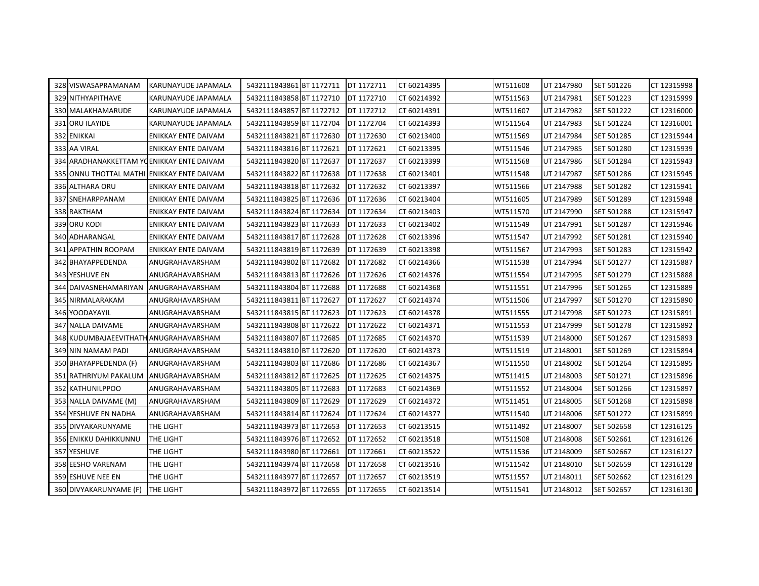| | | | | | | | | | | | |
|---|---|---|---|---|---|---|---|---|---|---|---|
| 328 | VISWASAPRAMANAM | KARUNAYUDE JAPAMALA | 5432111843861 | BT 1172711 | DT 1172711 | CT 60214395 | | WT511608 | UT 2147980 | SET 501226 | CT 12315998 |
| 329 | NITHYAPITHAVE | KARUNAYUDE JAPAMALA | 5432111843858 | BT 1172710 | DT 1172710 | CT 60214392 | | WT511563 | UT 2147981 | SET 501223 | CT 12315999 |
| 330 | MALAKHAMARUDE | KARUNAYUDE JAPAMALA | 5432111843857 | BT 1172712 | DT 1172712 | CT 60214391 | | WT511607 | UT 2147982 | SET 501222 | CT 12316000 |
| 331 | ORU ILAYIDE | KARUNAYUDE JAPAMALA | 5432111843859 | BT 1172704 | DT 1172704 | CT 60214393 | | WT511564 | UT 2147983 | SET 501224 | CT 12316001 |
| 332 | ENIKKAI | ENIKKAY ENTE DAIVAM | 5432111843821 | BT 1172630 | DT 1172630 | CT 60213400 | | WT511569 | UT 2147984 | SET 501285 | CT 12315944 |
| 333 | AA VIRAL | ENIKKAY ENTE DAIVAM | 5432111843816 | BT 1172621 | DT 1172621 | CT 60213395 | | WT511546 | UT 2147985 | SET 501280 | CT 12315939 |
| 334 | ARADHANAKKETTAM YO | ENIKKAY ENTE DAIVAM | 5432111843820 | BT 1172637 | DT 1172637 | CT 60213399 | | WT511568 | UT 2147986 | SET 501284 | CT 12315943 |
| 335 | ONNU THOTTAL MATHI | ENIKKAY ENTE DAIVAM | 5432111843822 | BT 1172638 | DT 1172638 | CT 60213401 | | WT511548 | UT 2147987 | SET 501286 | CT 12315945 |
| 336 | ALTHARA ORU | ENIKKAY ENTE DAIVAM | 5432111843818 | BT 1172632 | DT 1172632 | CT 60213397 | | WT511566 | UT 2147988 | SET 501282 | CT 12315941 |
| 337 | SNEHARPPANAM | ENIKKAY ENTE DAIVAM | 5432111843825 | BT 1172636 | DT 1172636 | CT 60213404 | | WT511605 | UT 2147989 | SET 501289 | CT 12315948 |
| 338 | RAKTHAM | ENIKKAY ENTE DAIVAM | 5432111843824 | BT 1172634 | DT 1172634 | CT 60213403 | | WT511570 | UT 2147990 | SET 501288 | CT 12315947 |
| 339 | ORU KODI | ENIKKAY ENTE DAIVAM | 5432111843823 | BT 1172633 | DT 1172633 | CT 60213402 | | WT511549 | UT 2147991 | SET 501287 | CT 12315946 |
| 340 | ADHARANGAL | ENIKKAY ENTE DAIVAM | 5432111843817 | BT 1172628 | DT 1172628 | CT 60213396 | | WT511547 | UT 2147992 | SET 501281 | CT 12315940 |
| 341 | APPATHIN ROOPAM | ENIKKAY ENTE DAIVAM | 5432111843819 | BT 1172639 | DT 1172639 | CT 60213398 | | WT511567 | UT 2147993 | SET 501283 | CT 12315942 |
| 342 | BHAYAPPEDENDA | ANUGRAHAVARSHAM | 5432111843802 | BT 1172682 | DT 1172682 | CT 60214366 | | WT511538 | UT 2147994 | SET 501277 | CT 12315887 |
| 343 | YESHUVE EN | ANUGRAHAVARSHAM | 5432111843813 | BT 1172626 | DT 1172626 | CT 60214376 | | WT511554 | UT 2147995 | SET 501279 | CT 12315888 |
| 344 | DAIVASNEHAMARIYAN | ANUGRAHAVARSHAM | 5432111843804 | BT 1172688 | DT 1172688 | CT 60214368 | | WT511551 | UT 2147996 | SET 501265 | CT 12315889 |
| 345 | NIRMALARAKAM | ANUGRAHAVARSHAM | 5432111843811 | BT 1172627 | DT 1172627 | CT 60214374 | | WT511506 | UT 2147997 | SET 501270 | CT 12315890 |
| 346 | YOODAYAYIL | ANUGRAHAVARSHAM | 5432111843815 | BT 1172623 | DT 1172623 | CT 60214378 | | WT511555 | UT 2147998 | SET 501273 | CT 12315891 |
| 347 | NALLA DAIVAME | ANUGRAHAVARSHAM | 5432111843808 | BT 1172622 | DT 1172622 | CT 60214371 | | WT511553 | UT 2147999 | SET 501278 | CT 12315892 |
| 348 | KUDUMBAJAEEVITHATH | ANUGRAHAVARSHAM | 5432111843807 | BT 1172685 | DT 1172685 | CT 60214370 | | WT511539 | UT 2148000 | SET 501267 | CT 12315893 |
| 349 | NIN NAMAM PADI | ANUGRAHAVARSHAM | 5432111843810 | BT 1172620 | DT 1172620 | CT 60214373 | | WT511519 | UT 2148001 | SET 501269 | CT 12315894 |
| 350 | BHAYAPPEDENDA (F) | ANUGRAHAVARSHAM | 5432111843803 | BT 1172686 | DT 1172686 | CT 60214367 | | WT511550 | UT 2148002 | SET 501264 | CT 12315895 |
| 351 | RATHRIYUM PAKALUM | ANUGRAHAVARSHAM | 5432111843812 | BT 1172625 | DT 1172625 | CT 60214375 | | WT511415 | UT 2148003 | SET 501271 | CT 12315896 |
| 352 | KATHUNILPPOO | ANUGRAHAVARSHAM | 5432111843805 | BT 1172683 | DT 1172683 | CT 60214369 | | WT511552 | UT 2148004 | SET 501266 | CT 12315897 |
| 353 | NALLA DAIVAME (M) | ANUGRAHAVARSHAM | 5432111843809 | BT 1172629 | DT 1172629 | CT 60214372 | | WT511451 | UT 2148005 | SET 501268 | CT 12315898 |
| 354 | YESHUVE EN NADHA | ANUGRAHAVARSHAM | 5432111843814 | BT 1172624 | DT 1172624 | CT 60214377 | | WT511540 | UT 2148006 | SET 501272 | CT 12315899 |
| 355 | DIVYAKARUNYAME | THE LIGHT | 5432111843973 | BT 1172653 | DT 1172653 | CT 60213515 | | WT511492 | UT 2148007 | SET 502658 | CT 12316125 |
| 356 | ENIKKU DAHIKKUNNU | THE LIGHT | 5432111843976 | BT 1172652 | DT 1172652 | CT 60213518 | | WT511508 | UT 2148008 | SET 502661 | CT 12316126 |
| 357 | YESHUVE | THE LIGHT | 5432111843980 | BT 1172661 | DT 1172661 | CT 60213522 | | WT511536 | UT 2148009 | SET 502667 | CT 12316127 |
| 358 | EESHO VARENAM | THE LIGHT | 5432111843974 | BT 1172658 | DT 1172658 | CT 60213516 | | WT511542 | UT 2148010 | SET 502659 | CT 12316128 |
| 359 | ESHUVE NEE EN | THE LIGHT | 5432111843977 | BT 1172657 | DT 1172657 | CT 60213519 | | WT511557 | UT 2148011 | SET 502662 | CT 12316129 |
| 360 | DIVYAKARUNYAME (F) | THE LIGHT | 5432111843972 | BT 1172655 | DT 1172655 | CT 60213514 | | WT511541 | UT 2148012 | SET 502657 | CT 12316130 |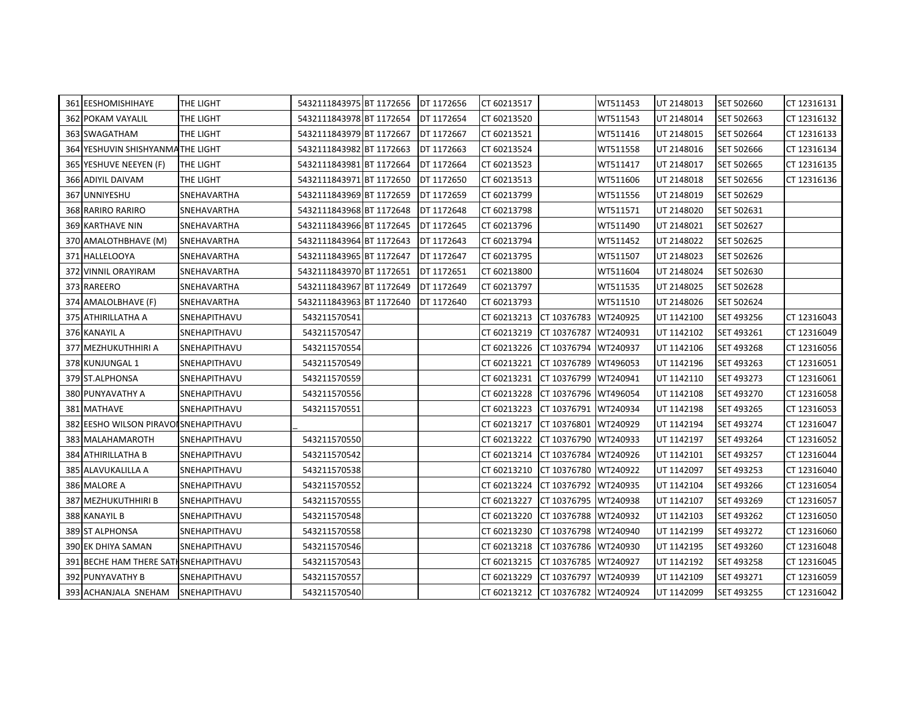| | | | | | | | | | | |
|---|---|---|---|---|---|---|---|---|---|---|
| 361 | EESHOMISHIHAYE | THE LIGHT | 5432111843975 | BT 1172656 | DT 1172656 | CT 60213517 | | WT511453 | UT 2148013 | SET 502660 | CT 12316131 |
| 362 | POKAM VAYALIL | THE LIGHT | 5432111843978 | BT 1172654 | DT 1172654 | CT 60213520 | | WT511543 | UT 2148014 | SET 502663 | CT 12316132 |
| 363 | SWAGATHAM | THE LIGHT | 5432111843979 | BT 1172667 | DT 1172667 | CT 60213521 | | WT511416 | UT 2148015 | SET 502664 | CT 12316133 |
| 364 | YESHUVIN SHISHYANMA | THE LIGHT | 5432111843982 | BT 1172663 | DT 1172663 | CT 60213524 | | WT511558 | UT 2148016 | SET 502666 | CT 12316134 |
| 365 | YESHUVE NEEYEN (F) | THE LIGHT | 5432111843981 | BT 1172664 | DT 1172664 | CT 60213523 | | WT511417 | UT 2148017 | SET 502665 | CT 12316135 |
| 366 | ADIYIL DAIVAM | THE LIGHT | 5432111843971 | BT 1172650 | DT 1172650 | CT 60213513 | | WT511606 | UT 2148018 | SET 502656 | CT 12316136 |
| 367 | UNNIYESHU | SNEHAVARTHA | 5432111843969 | BT 1172659 | DT 1172659 | CT 60213799 | | WT511556 | UT 2148019 | SET 502629 | |
| 368 | RARIRO RARIRO | SNEHAVARTHA | 5432111843968 | BT 1172648 | DT 1172648 | CT 60213798 | | WT511571 | UT 2148020 | SET 502631 | |
| 369 | KARTHAVE NIN | SNEHAVARTHA | 5432111843966 | BT 1172645 | DT 1172645 | CT 60213796 | | WT511490 | UT 2148021 | SET 502627 | |
| 370 | AMALOTHBHAVE (M) | SNEHAVARTHA | 5432111843964 | BT 1172643 | DT 1172643 | CT 60213794 | | WT511452 | UT 2148022 | SET 502625 | |
| 371 | HALLELOOYA | SNEHAVARTHA | 5432111843965 | BT 1172647 | DT 1172647 | CT 60213795 | | WT511507 | UT 2148023 | SET 502626 | |
| 372 | VINNIL ORAYIRAM | SNEHAVARTHA | 5432111843970 | BT 1172651 | DT 1172651 | CT 60213800 | | WT511604 | UT 2148024 | SET 502630 | |
| 373 | RAREERO | SNEHAVARTHA | 5432111843967 | BT 1172649 | DT 1172649 | CT 60213797 | | WT511535 | UT 2148025 | SET 502628 | |
| 374 | AMALOLBHAVE (F) | SNEHAVARTHA | 5432111843963 | BT 1172640 | DT 1172640 | CT 60213793 | | WT511510 | UT 2148026 | SET 502624 | |
| 375 | ATHIRILLATHA A | SNEHAPITHAVU | 543211570541 | | | CT 60213213 | CT 10376783 | WT240925 | UT 1142100 | SET 493256 | CT 12316043 |
| 376 | KANAYIL A | SNEHAPITHAVU | 543211570547 | | | CT 60213219 | CT 10376787 | WT240931 | UT 1142102 | SET 493261 | CT 12316049 |
| 377 | MEZHUKUTHHIRI A | SNEHAPITHAVU | 543211570554 | | | CT 60213226 | CT 10376794 | WT240937 | UT 1142106 | SET 493268 | CT 12316056 |
| 378 | KUNJUNGAL 1 | SNEHAPITHAVU | 543211570549 | | | CT 60213221 | CT 10376789 | WT496053 | UT 1142196 | SET 493263 | CT 12316051 |
| 379 | ST.ALPHONSA | SNEHAPITHAVU | 543211570559 | | | CT 60213231 | CT 10376799 | WT240941 | UT 1142110 | SET 493273 | CT 12316061 |
| 380 | PUNYAVATHY A | SNEHAPITHAVU | 543211570556 | | | CT 60213228 | CT 10376796 | WT496054 | UT 1142108 | SET 493270 | CT 12316058 |
| 381 | MATHAVE | SNEHAPITHAVU | 543211570551 | | | CT 60213223 | CT 10376791 | WT240934 | UT 1142198 | SET 493265 | CT 12316053 |
| 382 | EESHO WILSON PIRAVOI | SNEHAPITHAVU | _ | | | CT 60213217 | CT 10376801 | WT240929 | UT 1142194 | SET 493274 | CT 12316047 |
| 383 | MALAHAMAROTH | SNEHAPITHAVU | 543211570550 | | | CT 60213222 | CT 10376790 | WT240933 | UT 1142197 | SET 493264 | CT 12316052 |
| 384 | ATHIRILLATHA B | SNEHAPITHAVU | 543211570542 | | | CT 60213214 | CT 10376784 | WT240926 | UT 1142101 | SET 493257 | CT 12316044 |
| 385 | ALAVUKALILLA A | SNEHAPITHAVU | 543211570538 | | | CT 60213210 | CT 10376780 | WT240922 | UT 1142097 | SET 493253 | CT 12316040 |
| 386 | MALORE A | SNEHAPITHAVU | 543211570552 | | | CT 60213224 | CT 10376792 | WT240935 | UT 1142104 | SET 493266 | CT 12316054 |
| 387 | MEZHUKUTHHIRI B | SNEHAPITHAVU | 543211570555 | | | CT 60213227 | CT 10376795 | WT240938 | UT 1142107 | SET 493269 | CT 12316057 |
| 388 | KANAYIL B | SNEHAPITHAVU | 543211570548 | | | CT 60213220 | CT 10376788 | WT240932 | UT 1142103 | SET 493262 | CT 12316050 |
| 389 | ST ALPHONSA | SNEHAPITHAVU | 543211570558 | | | CT 60213230 | CT 10376798 | WT240940 | UT 1142199 | SET 493272 | CT 12316060 |
| 390 | EK DHIYA SAMAN | SNEHAPITHAVU | 543211570546 | | | CT 60213218 | CT 10376786 | WT240930 | UT 1142195 | SET 493260 | CT 12316048 |
| 391 | BECHE HAM THERE SATH | SNEHAPITHAVU | 543211570543 | | | CT 60213215 | CT 10376785 | WT240927 | UT 1142192 | SET 493258 | CT 12316045 |
| 392 | PUNYAVATHY B | SNEHAPITHAVU | 543211570557 | | | CT 60213229 | CT 10376797 | WT240939 | UT 1142109 | SET 493271 | CT 12316059 |
| 393 | ACHANJALA SNEHAM | SNEHAPITHAVU | 543211570540 | | | CT 60213212 | CT 10376782 | WT240924 | UT 1142099 | SET 493255 | CT 12316042 |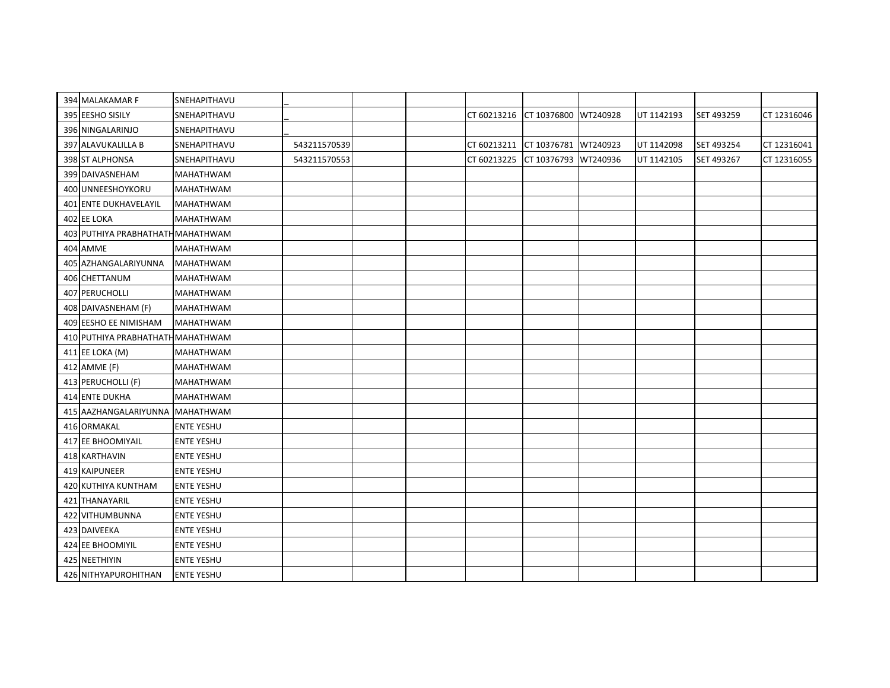| | | | | | | | | | | | | |
|---|---|---|---|---|---|---|---|---|---|---|---|---|
| 394 | MALAKAMAR F | SNEHAPITHAVU | _ | | | | | | | | | |
| 395 | EESHO SISILY | SNEHAPITHAVU | _ | | | CT 60213216 | CT 10376800 | WT240928 | UT 1142193 | SET 493259 | CT 12316046 |
| 396 | NINGALARINJO | SNEHAPITHAVU | _ | | | | | | | | | |
| 397 | ALAVUKALILLA B | SNEHAPITHAVU | 543211570539 | | | CT 60213211 | CT 10376781 | WT240923 | UT 1142098 | SET 493254 | CT 12316041 |
| 398 | ST ALPHONSA | SNEHAPITHAVU | 543211570553 | | | CT 60213225 | CT 10376793 | WT240936 | UT 1142105 | SET 493267 | CT 12316055 |
| 399 | DAIVASNEHAM | MAHATHWAM | | | | | | | | | | |
| 400 | UNNEESHOYKORU | MAHATHWAM | | | | | | | | | | |
| 401 | ENTE DUKHAVELAYIL | MAHATHWAM | | | | | | | | | | |
| 402 | EE LOKA | MAHATHWAM | | | | | | | | | | |
| 403 | PUTHIYA PRABHATHATH | MAHATHWAM | | | | | | | | | | |
| 404 | AMME | MAHATHWAM | | | | | | | | | | |
| 405 | AZHANGALARIYUNNA | MAHATHWAM | | | | | | | | | | |
| 406 | CHETTANUM | MAHATHWAM | | | | | | | | | | |
| 407 | PERUCHOLLI | MAHATHWAM | | | | | | | | | | |
| 408 | DAIVASNEHAM (F) | MAHATHWAM | | | | | | | | | | |
| 409 | EESHO EE NIMISHAM | MAHATHWAM | | | | | | | | | | |
| 410 | PUTHIYA PRABHATHATH | MAHATHWAM | | | | | | | | | | |
| 411 | EE LOKA (M) | MAHATHWAM | | | | | | | | | | |
| 412 | AMME (F) | MAHATHWAM | | | | | | | | | | |
| 413 | PERUCHOLLI (F) | MAHATHWAM | | | | | | | | | | |
| 414 | ENTE DUKHA | MAHATHWAM | | | | | | | | | | |
| 415 | AAZHANGALARIYUNNA | MAHATHWAM | | | | | | | | | | |
| 416 | ORMAKAL | ENTE YESHU | | | | | | | | | | |
| 417 | EE BHOOMIYAIL | ENTE YESHU | | | | | | | | | | |
| 418 | KARTHAVIN | ENTE YESHU | | | | | | | | | | |
| 419 | KAIPUNEER | ENTE YESHU | | | | | | | | | | |
| 420 | KUTHIYA KUNTHAM | ENTE YESHU | | | | | | | | | | |
| 421 | THANAYARIL | ENTE YESHU | | | | | | | | | | |
| 422 | VITHUMBUNNA | ENTE YESHU | | | | | | | | | | |
| 423 | DAIVEEKA | ENTE YESHU | | | | | | | | | | |
| 424 | EE BHOOMIYIL | ENTE YESHU | | | | | | | | | | |
| 425 | NEETHIYIN | ENTE YESHU | | | | | | | | | | |
| 426 | NITHYAPUROHITHAN | ENTE YESHU | | | | | | | | | | |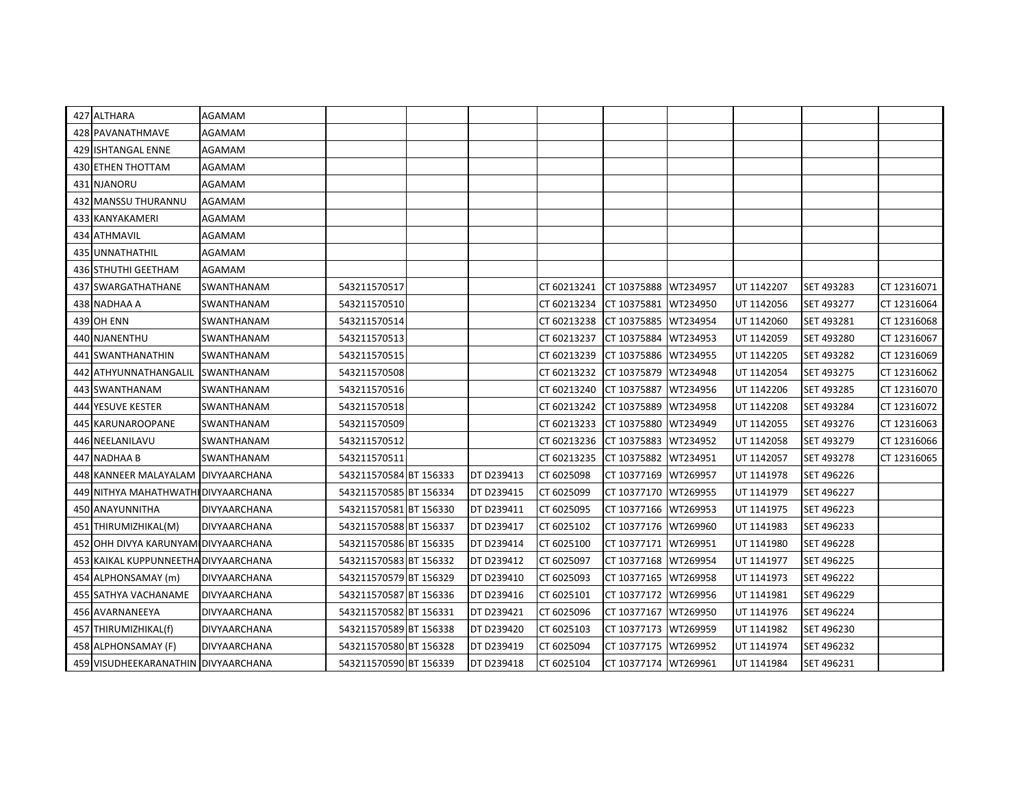| | | | | | | | | | | | |
|---|---|---|---|---|---|---|---|---|---|---|---|
| 427 | ALTHARA | AGAMAM | | | | | | | | | |
| 428 | PAVANATHMAVE | AGAMAM | | | | | | | | | |
| 429 | ISHTANGAL ENNE | AGAMAM | | | | | | | | | |
| 430 | ETHEN THOTTAM | AGAMAM | | | | | | | | | |
| 431 | NJANORU | AGAMAM | | | | | | | | | |
| 432 | MANSSU THURANNU | AGAMAM | | | | | | | | | |
| 433 | KANYAKAMERI | AGAMAM | | | | | | | | | |
| 434 | ATHMAVIL | AGAMAM | | | | | | | | | |
| 435 | UNNATHATHIL | AGAMAM | | | | | | | | | |
| 436 | STHUTHI GEETHAM | AGAMAM | | | | | | | | | |
| 437 | SWARGATHATHANE | SWANTHANAM | 543211570517 | | | CT 60213241 | CT 10375888 | WT234957 | UT 1142207 | SET 493283 | CT 12316071 |
| 438 | NADHAA A | SWANTHANAM | 543211570510 | | | CT 60213234 | CT 10375881 | WT234950 | UT 1142056 | SET 493277 | CT 12316064 |
| 439 | OH ENN | SWANTHANAM | 543211570514 | | | CT 60213238 | CT 10375885 | WT234954 | UT 1142060 | SET 493281 | CT 12316068 |
| 440 | NJANENTHU | SWANTHANAM | 543211570513 | | | CT 60213237 | CT 10375884 | WT234953 | UT 1142059 | SET 493280 | CT 12316067 |
| 441 | SWANTHANATHIN | SWANTHANAM | 543211570515 | | | CT 60213239 | CT 10375886 | WT234955 | UT 1142205 | SET 493282 | CT 12316069 |
| 442 | ATHYUNNATHANGALIL | SWANTHANAM | 543211570508 | | | CT 60213232 | CT 10375879 | WT234948 | UT 1142054 | SET 493275 | CT 12316062 |
| 443 | SWANTHANAM | SWANTHANAM | 543211570516 | | | CT 60213240 | CT 10375887 | WT234956 | UT 1142206 | SET 493285 | CT 12316070 |
| 444 | YESUVE KESTER | SWANTHANAM | 543211570518 | | | CT 60213242 | CT 10375889 | WT234958 | UT 1142208 | SET 493284 | CT 12316072 |
| 445 | KARUNAROOPANE | SWANTHANAM | 543211570509 | | | CT 60213233 | CT 10375880 | WT234949 | UT 1142055 | SET 493276 | CT 12316063 |
| 446 | NEELANILAVU | SWANTHANAM | 543211570512 | | | CT 60213236 | CT 10375883 | WT234952 | UT 1142058 | SET 493279 | CT 12316066 |
| 447 | NADHAA B | SWANTHANAM | 543211570511 | | | CT 60213235 | CT 10375882 | WT234951 | UT 1142057 | SET 493278 | CT 12316065 |
| 448 | KANNEER MALAYALAM | DIVYAARCHANA | 543211570584 | BT 156333 | DT D239413 | CT 6025098 | CT 10377169 | WT269957 | UT 1141978 | SET 496226 | |
| 449 | NITHYA MAHATHWATHI | DIVYAARCHANA | 543211570585 | BT 156334 | DT D239415 | CT 6025099 | CT 10377170 | WT269955 | UT 1141979 | SET 496227 | |
| 450 | ANAYUNNITHA | DIVYAARCHANA | 543211570581 | BT 156330 | DT D239411 | CT 6025095 | CT 10377166 | WT269953 | UT 1141975 | SET 496223 | |
| 451 | THIRUMIZHIKAL(M) | DIVYAARCHANA | 543211570588 | BT 156337 | DT D239417 | CT 6025102 | CT 10377176 | WT269960 | UT 1141983 | SET 496233 | |
| 452 | OHH DIVYA KARUNYAM | DIVYAARCHANA | 543211570586 | BT 156335 | DT D239414 | CT 6025100 | CT 10377171 | WT269951 | UT 1141980 | SET 496228 | |
| 453 | KAIKAL KUPPUNNEETHA | DIVYAARCHANA | 543211570583 | BT 156332 | DT D239412 | CT 6025097 | CT 10377168 | WT269954 | UT 1141977 | SET 496225 | |
| 454 | ALPHONSAMAY (m) | DIVYAARCHANA | 543211570579 | BT 156329 | DT D239410 | CT 6025093 | CT 10377165 | WT269958 | UT 1141973 | SET 496222 | |
| 455 | SATHYA VACHANAME | DIVYAARCHANA | 543211570587 | BT 156336 | DT D239416 | CT 6025101 | CT 10377172 | WT269956 | UT 1141981 | SET 496229 | |
| 456 | AVARNANEEYA | DIVYAARCHANA | 543211570582 | BT 156331 | DT D239421 | CT 6025096 | CT 10377167 | WT269950 | UT 1141976 | SET 496224 | |
| 457 | THIRUMIZHIKAL(f) | DIVYAARCHANA | 543211570589 | BT 156338 | DT D239420 | CT 6025103 | CT 10377173 | WT269959 | UT 1141982 | SET 496230 | |
| 458 | ALPHONSAMAY (F) | DIVYAARCHANA | 543211570580 | BT 156328 | DT D239419 | CT 6025094 | CT 10377175 | WT269952 | UT 1141974 | SET 496232 | |
| 459 | VISUDHEEKARANATHIN | DIVYAARCHANA | 543211570590 | BT 156339 | DT D239418 | CT 6025104 | CT 10377174 | WT269961 | UT 1141984 | SET 496231 | |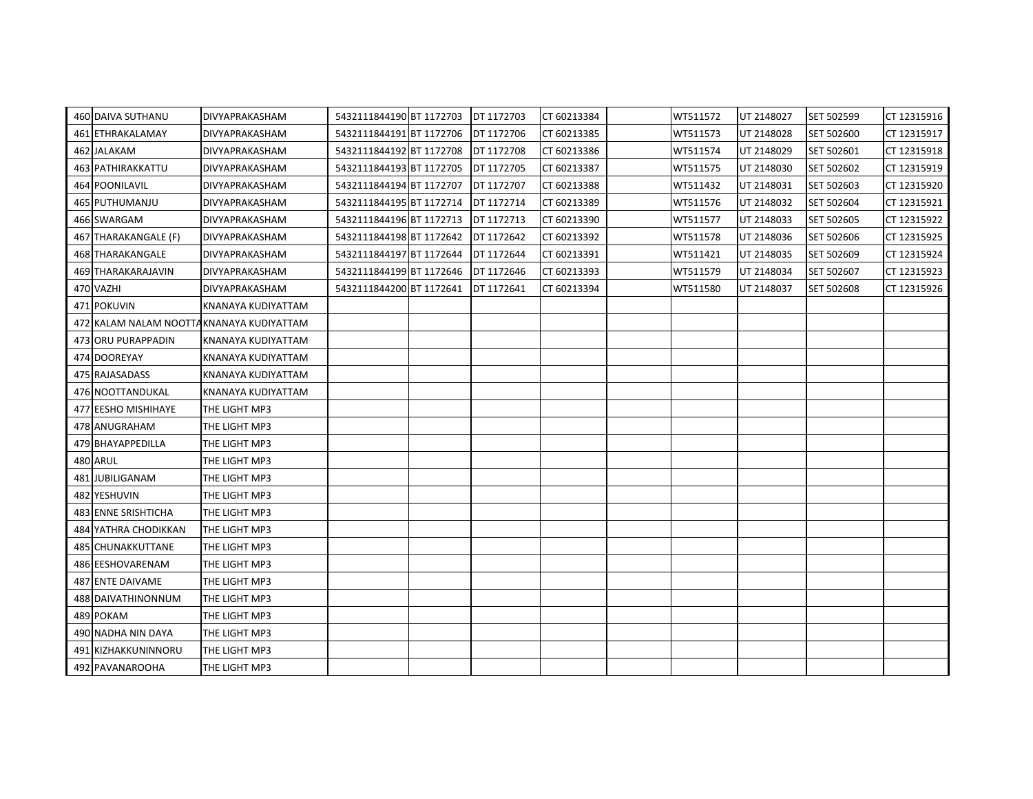| | | | | | | | | | | | |
|---|---|---|---|---|---|---|---|---|---|---|---|
| 460 | DAIVA SUTHANU | DIVYAPRAKASHAM | 5432111844190 | BT 1172703 | DT 1172703 | CT 60213384 | | WT511572 | UT 2148027 | SET 502599 | CT 12315916 |
| 461 | ETHRAKALAMAY | DIVYAPRAKASHAM | 5432111844191 | BT 1172706 | DT 1172706 | CT 60213385 | | WT511573 | UT 2148028 | SET 502600 | CT 12315917 |
| 462 | JALAKAM | DIVYAPRAKASHAM | 5432111844192 | BT 1172708 | DT 1172708 | CT 60213386 | | WT511574 | UT 2148029 | SET 502601 | CT 12315918 |
| 463 | PATHIRAKKATTU | DIVYAPRAKASHAM | 5432111844193 | BT 1172705 | DT 1172705 | CT 60213387 | | WT511575 | UT 2148030 | SET 502602 | CT 12315919 |
| 464 | POONILAVIL | DIVYAPRAKASHAM | 5432111844194 | BT 1172707 | DT 1172707 | CT 60213388 | | WT511432 | UT 2148031 | SET 502603 | CT 12315920 |
| 465 | PUTHUMANJU | DIVYAPRAKASHAM | 5432111844195 | BT 1172714 | DT 1172714 | CT 60213389 | | WT511576 | UT 2148032 | SET 502604 | CT 12315921 |
| 466 | SWARGAM | DIVYAPRAKASHAM | 5432111844196 | BT 1172713 | DT 1172713 | CT 60213390 | | WT511577 | UT 2148033 | SET 502605 | CT 12315922 |
| 467 | THARAKANGALE (F) | DIVYAPRAKASHAM | 5432111844198 | BT 1172642 | DT 1172642 | CT 60213392 | | WT511578 | UT 2148036 | SET 502606 | CT 12315925 |
| 468 | THARAKANGALE | DIVYAPRAKASHAM | 5432111844197 | BT 1172644 | DT 1172644 | CT 60213391 | | WT511421 | UT 2148035 | SET 502609 | CT 12315924 |
| 469 | THARAKARAJAVIN | DIVYAPRAKASHAM | 5432111844199 | BT 1172646 | DT 1172646 | CT 60213393 | | WT511579 | UT 2148034 | SET 502607 | CT 12315923 |
| 470 | VAZHI | DIVYAPRAKASHAM | 5432111844200 | BT 1172641 | DT 1172641 | CT 60213394 | | WT511580 | UT 2148037 | SET 502608 | CT 12315926 |
| 471 | POKUVIN | KNANAYA KUDIYATTAM | | | | | | | | | |
| 472 | KALAM NALAM NOOTTA | KNANAYA KUDIYATTAM | | | | | | | | | |
| 473 | ORU PURAPPADIN | KNANAYA KUDIYATTAM | | | | | | | | | |
| 474 | DOOREYAY | KNANAYA KUDIYATTAM | | | | | | | | | |
| 475 | RAJASADASS | KNANAYA KUDIYATTAM | | | | | | | | | |
| 476 | NOOTTANDUKAL | KNANAYA KUDIYATTAM | | | | | | | | | |
| 477 | EESHO MISHIHAYE | THE LIGHT MP3 | | | | | | | | | |
| 478 | ANUGRAHAM | THE LIGHT MP3 | | | | | | | | | |
| 479 | BHAYAPPEDILLA | THE LIGHT MP3 | | | | | | | | | |
| 480 | ARUL | THE LIGHT MP3 | | | | | | | | | |
| 481 | JUBILIGANAM | THE LIGHT MP3 | | | | | | | | | |
| 482 | YESHUVIN | THE LIGHT MP3 | | | | | | | | | |
| 483 | ENNE SRISHTICHA | THE LIGHT MP3 | | | | | | | | | |
| 484 | YATHRA CHODIKKAN | THE LIGHT MP3 | | | | | | | | | |
| 485 | CHUNAKKUTTANE | THE LIGHT MP3 | | | | | | | | | |
| 486 | EESHOVARENAM | THE LIGHT MP3 | | | | | | | | | |
| 487 | ENTE DAIVAME | THE LIGHT MP3 | | | | | | | | | |
| 488 | DAIVATHINONNUM | THE LIGHT MP3 | | | | | | | | | |
| 489 | POKAM | THE LIGHT MP3 | | | | | | | | | |
| 490 | NADHA NIN DAYA | THE LIGHT MP3 | | | | | | | | | |
| 491 | KIZHAKKUNINNORU | THE LIGHT MP3 | | | | | | | | | |
| 492 | PAVANAROOHA | THE LIGHT MP3 | | | | | | | | | |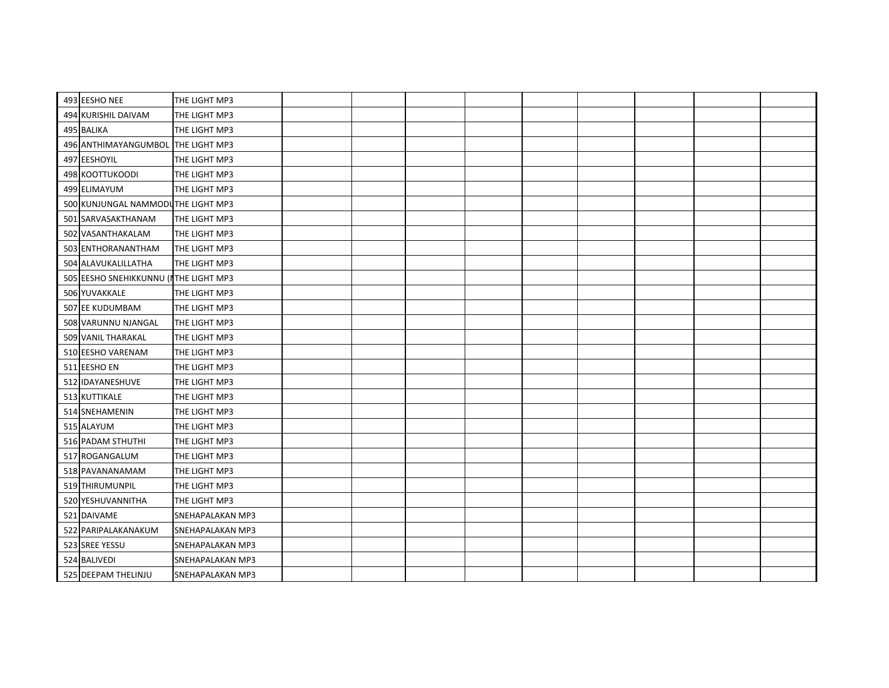| | | | | | | | | | | | |
|---|---|---|---|---|---|---|---|---|---|---|---|
| 493 | EESHO NEE | THE LIGHT MP3 | | | | | | | | | |
| 494 | KURISHIL DAIVAM | THE LIGHT MP3 | | | | | | | | | |
| 495 | BALIKA | THE LIGHT MP3 | | | | | | | | | |
| 496 | ANTHIMAYANGUMBOL | THE LIGHT MP3 | | | | | | | | | |
| 497 | EESHOYIL | THE LIGHT MP3 | | | | | | | | | |
| 498 | KOOTTUKOODI | THE LIGHT MP3 | | | | | | | | | |
| 499 | ELIMAYUM | THE LIGHT MP3 | | | | | | | | | |
| 500 | KUNJUNGAL NAMMODU | THE LIGHT MP3 | | | | | | | | | |
| 501 | SARVASAKTHANAM | THE LIGHT MP3 | | | | | | | | | |
| 502 | VASANTHAKALAM | THE LIGHT MP3 | | | | | | | | | |
| 503 | ENTHORANANTHAM | THE LIGHT MP3 | | | | | | | | | |
| 504 | ALAVUKALILLATHA | THE LIGHT MP3 | | | | | | | | | |
| 505 | EESHO SNEHIKKUNNU (I | THE LIGHT MP3 | | | | | | | | | |
| 506 | YUVAKKALE | THE LIGHT MP3 | | | | | | | | | |
| 507 | EE KUDUMBAM | THE LIGHT MP3 | | | | | | | | | |
| 508 | VARUNNU NJANGAL | THE LIGHT MP3 | | | | | | | | | |
| 509 | VANIL THARAKAL | THE LIGHT MP3 | | | | | | | | | |
| 510 | EESHO VARENAM | THE LIGHT MP3 | | | | | | | | | |
| 511 | EESHO EN | THE LIGHT MP3 | | | | | | | | | |
| 512 | IDAYANESHUVE | THE LIGHT MP3 | | | | | | | | | |
| 513 | KUTTIKALE | THE LIGHT MP3 | | | | | | | | | |
| 514 | SNEHAMENIN | THE LIGHT MP3 | | | | | | | | | |
| 515 | ALAYUM | THE LIGHT MP3 | | | | | | | | | |
| 516 | PADAM STHUTHI | THE LIGHT MP3 | | | | | | | | | |
| 517 | ROGANGALUM | THE LIGHT MP3 | | | | | | | | | |
| 518 | PAVANANAMAM | THE LIGHT MP3 | | | | | | | | | |
| 519 | THIRUMUNPIL | THE LIGHT MP3 | | | | | | | | | |
| 520 | YESHUVANNITHA | THE LIGHT MP3 | | | | | | | | | |
| 521 | DAIVAME | SNEHAPALAKAN MP3 | | | | | | | | | |
| 522 | PARIPALAKANAKUM | SNEHAPALAKAN MP3 | | | | | | | | | |
| 523 | SREE YESSU | SNEHAPALAKAN MP3 | | | | | | | | | |
| 524 | BALIVEDI | SNEHAPALAKAN MP3 | | | | | | | | | |
| 525 | DEEPAM THELINJU | SNEHAPALAKAN MP3 | | | | | | | | | |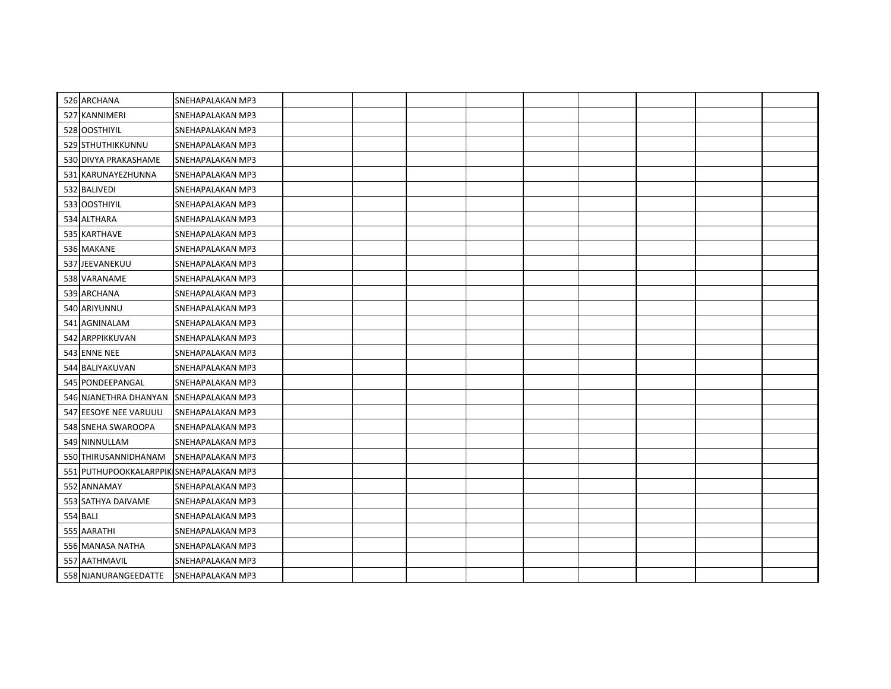| | | | | | | | | | | | |
|---|---|---|---|---|---|---|---|---|---|---|---|
| 526 | ARCHANA | SNEHAPALAKAN MP3 | | | | | | | | | |
| 527 | KANNIMERI | SNEHAPALAKAN MP3 | | | | | | | | | |
| 528 | OOSTHIYIL | SNEHAPALAKAN MP3 | | | | | | | | | |
| 529 | STHUTHIKKUNNU | SNEHAPALAKAN MP3 | | | | | | | | | |
| 530 | DIVYA PRAKASHAME | SNEHAPALAKAN MP3 | | | | | | | | | |
| 531 | KARUNAYEZHUNNA | SNEHAPALAKAN MP3 | | | | | | | | | |
| 532 | BALIVEDI | SNEHAPALAKAN MP3 | | | | | | | | | |
| 533 | OOSTHIYIL | SNEHAPALAKAN MP3 | | | | | | | | | |
| 534 | ALTHARA | SNEHAPALAKAN MP3 | | | | | | | | | |
| 535 | KARTHAVE | SNEHAPALAKAN MP3 | | | | | | | | | |
| 536 | MAKANE | SNEHAPALAKAN MP3 | | | | | | | | | |
| 537 | JEEVANEKUU | SNEHAPALAKAN MP3 | | | | | | | | | |
| 538 | VARANAME | SNEHAPALAKAN MP3 | | | | | | | | | |
| 539 | ARCHANA | SNEHAPALAKAN MP3 | | | | | | | | | |
| 540 | ARIYUNNU | SNEHAPALAKAN MP3 | | | | | | | | | |
| 541 | AGNINALAM | SNEHAPALAKAN MP3 | | | | | | | | | |
| 542 | ARPPIKKUVAN | SNEHAPALAKAN MP3 | | | | | | | | | |
| 543 | ENNE NEE | SNEHAPALAKAN MP3 | | | | | | | | | |
| 544 | BALIYAKUVAN | SNEHAPALAKAN MP3 | | | | | | | | | |
| 545 | PONDEEPANGAL | SNEHAPALAKAN MP3 | | | | | | | | | |
| 546 | NJANETHRA DHANYAN | SNEHAPALAKAN MP3 | | | | | | | | | |
| 547 | EESOYE NEE VARUUU | SNEHAPALAKAN MP3 | | | | | | | | | |
| 548 | SNEHA SWAROOPA | SNEHAPALAKAN MP3 | | | | | | | | | |
| 549 | NINNULLAM | SNEHAPALAKAN MP3 | | | | | | | | | |
| 550 | THIRUSANNIDHANAM | SNEHAPALAKAN MP3 | | | | | | | | | |
| 551 | PUTHUPOOKKALARPPIK | SNEHAPALAKAN MP3 | | | | | | | | | |
| 552 | ANNAMAY | SNEHAPALAKAN MP3 | | | | | | | | | |
| 553 | SATHYA DAIVAME | SNEHAPALAKAN MP3 | | | | | | | | | |
| 554 | BALI | SNEHAPALAKAN MP3 | | | | | | | | | |
| 555 | AARATHI | SNEHAPALAKAN MP3 | | | | | | | | | |
| 556 | MANASA NATHA | SNEHAPALAKAN MP3 | | | | | | | | | |
| 557 | AATHMAVIL | SNEHAPALAKAN MP3 | | | | | | | | | |
| 558 | NJANURANGEEDATTE | SNEHAPALAKAN MP3 | | | | | | | | | |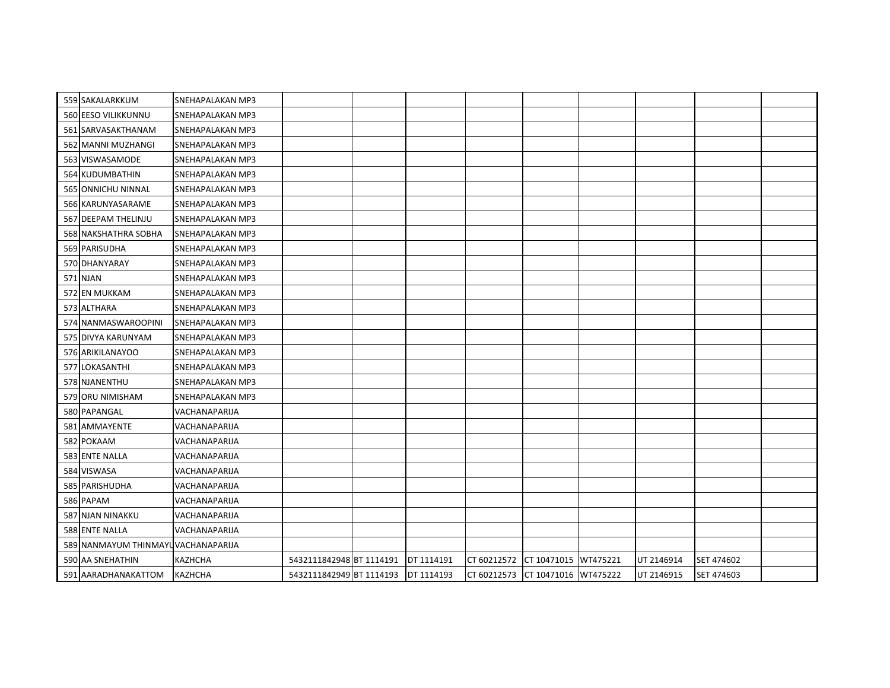| | | | | | | | | | | | |
|---|---|---|---|---|---|---|---|---|---|---|---|
| 559 | SAKALARKKUM | SNEHAPALAKAN MP3 | | | | | | | | | |
| 560 | EESO VILIKKUNNU | SNEHAPALAKAN MP3 | | | | | | | | | |
| 561 | SARVASAKTHANAM | SNEHAPALAKAN MP3 | | | | | | | | | |
| 562 | MANNI MUZHANGI | SNEHAPALAKAN MP3 | | | | | | | | | |
| 563 | VISWASAMODE | SNEHAPALAKAN MP3 | | | | | | | | | |
| 564 | KUDUMBATHIN | SNEHAPALAKAN MP3 | | | | | | | | | |
| 565 | ONNICHU NINNAL | SNEHAPALAKAN MP3 | | | | | | | | | |
| 566 | KARUNYASARAME | SNEHAPALAKAN MP3 | | | | | | | | | |
| 567 | DEEPAM THELINJU | SNEHAPALAKAN MP3 | | | | | | | | | |
| 568 | NAKSHATHRA SOBHA | SNEHAPALAKAN MP3 | | | | | | | | | |
| 569 | PARISUDHA | SNEHAPALAKAN MP3 | | | | | | | | | |
| 570 | DHANYARAY | SNEHAPALAKAN MP3 | | | | | | | | | |
| 571 | NJAN | SNEHAPALAKAN MP3 | | | | | | | | | |
| 572 | EN MUKKAM | SNEHAPALAKAN MP3 | | | | | | | | | |
| 573 | ALTHARA | SNEHAPALAKAN MP3 | | | | | | | | | |
| 574 | NANMASWAROOPINI | SNEHAPALAKAN MP3 | | | | | | | | | |
| 575 | DIVYA KARUNYAM | SNEHAPALAKAN MP3 | | | | | | | | | |
| 576 | ARIKILANAYOO | SNEHAPALAKAN MP3 | | | | | | | | | |
| 577 | LOKASANTHI | SNEHAPALAKAN MP3 | | | | | | | | | |
| 578 | NJANENTHU | SNEHAPALAKAN MP3 | | | | | | | | | |
| 579 | ORU NIMISHAM | SNEHAPALAKAN MP3 | | | | | | | | | |
| 580 | PAPANGAL | VACHANAPARIJA | | | | | | | | | |
| 581 | AMMAYENTE | VACHANAPARIJA | | | | | | | | | |
| 582 | POKAAM | VACHANAPARIJA | | | | | | | | | |
| 583 | ENTE NALLA | VACHANAPARIJA | | | | | | | | | |
| 584 | VISWASA | VACHANAPARIJA | | | | | | | | | |
| 585 | PARISHUDHA | VACHANAPARIJA | | | | | | | | | |
| 586 | PAPAM | VACHANAPARIJA | | | | | | | | | |
| 587 | NJAN NINAKKU | VACHANAPARIJA | | | | | | | | | |
| 588 | ENTE NALLA | VACHANAPARIJA | | | | | | | | | |
| 589 | NANMAYUM THINMAYU | VACHANAPARIJA | | | | | | | | | |
| 590 | AA SNEHATHIN | KAZHCHA | 5432111842948 | BT 1114191 | DT 1114191 | CT 60212572 | CT 10471015 | WT475221 | UT 2146914 | SET 474602 | |
| 591 | AARADHANAKATTOM | KAZHCHA | 5432111842949 | BT 1114193 | DT 1114193 | CT 60212573 | CT 10471016 | WT475222 | UT 2146915 | SET 474603 | |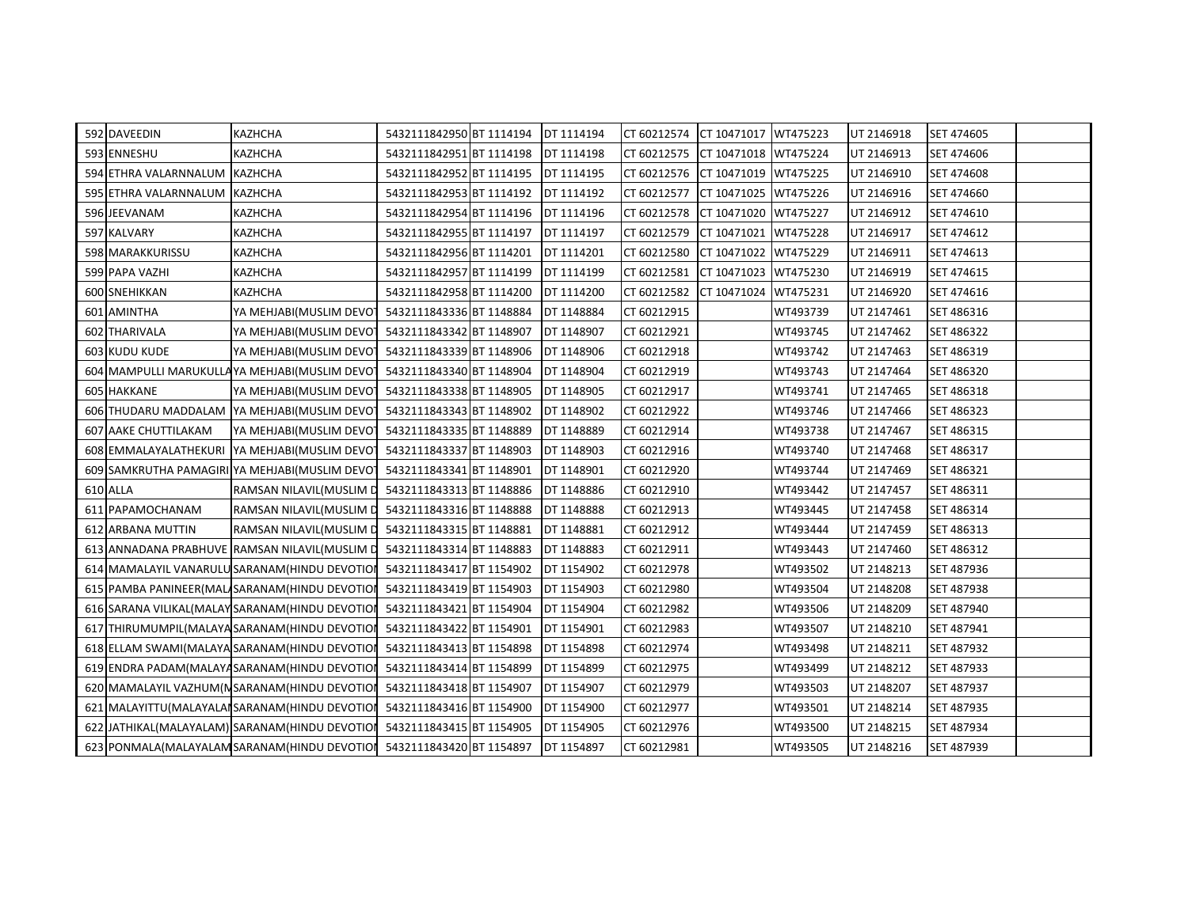| 592 | DAVEEDIN | KAZHCHA | 5432111842950 | BT 1114194 | DT 1114194 | CT 60212574 | CT 10471017 | WT475223 | UT 2146918 | SET 474605 | |
|---|---|---|---|---|---|---|---|---|---|---|---|
| 593 | ENNESHU | KAZHCHA | 5432111842951 | BT 1114198 | DT 1114198 | CT 60212575 | CT 10471018 | WT475224 | UT 2146913 | SET 474606 | |
| 594 | ETHRA VALARNNALUM | KAZHCHA | 5432111842952 | BT 1114195 | DT 1114195 | CT 60212576 | CT 10471019 | WT475225 | UT 2146910 | SET 474608 | |
| 595 | ETHRA VALARNNALUM | KAZHCHA | 5432111842953 | BT 1114192 | DT 1114192 | CT 60212577 | CT 10471025 | WT475226 | UT 2146916 | SET 474660 | |
| 596 | JEEVANAM | KAZHCHA | 5432111842954 | BT 1114196 | DT 1114196 | CT 60212578 | CT 10471020 | WT475227 | UT 2146912 | SET 474610 | |
| 597 | KALVARY | KAZHCHA | 5432111842955 | BT 1114197 | DT 1114197 | CT 60212579 | CT 10471021 | WT475228 | UT 2146917 | SET 474612 | |
| 598 | MARAKKURISSU | KAZHCHA | 5432111842956 | BT 1114201 | DT 1114201 | CT 60212580 | CT 10471022 | WT475229 | UT 2146911 | SET 474613 | |
| 599 | PAPA VAZHI | KAZHCHA | 5432111842957 | BT 1114199 | DT 1114199 | CT 60212581 | CT 10471023 | WT475230 | UT 2146919 | SET 474615 | |
| 600 | SNEHIKKAN | KAZHCHA | 5432111842958 | BT 1114200 | DT 1114200 | CT 60212582 | CT 10471024 | WT475231 | UT 2146920 | SET 474616 | |
| 601 | AMINTHA | YA MEHJABI(MUSLIM DEVOT | 5432111843336 | BT 1148884 | DT 1148884 | CT 60212915 | | WT493739 | UT 2147461 | SET 486316 | |
| 602 | THARIVALA | YA MEHJABI(MUSLIM DEVOT | 5432111843342 | BT 1148907 | DT 1148907 | CT 60212921 | | WT493745 | UT 2147462 | SET 486322 | |
| 603 | KUDU KUDE | YA MEHJABI(MUSLIM DEVOT | 5432111843339 | BT 1148906 | DT 1148906 | CT 60212918 | | WT493742 | UT 2147463 | SET 486319 | |
| 604 | MAMPULLI MARUKULLA | YA MEHJABI(MUSLIM DEVOT | 5432111843340 | BT 1148904 | DT 1148904 | CT 60212919 | | WT493743 | UT 2147464 | SET 486320 | |
| 605 | HAKKANE | YA MEHJABI(MUSLIM DEVOT | 5432111843338 | BT 1148905 | DT 1148905 | CT 60212917 | | WT493741 | UT 2147465 | SET 486318 | |
| 606 | THUDARU MADDALAM | YA MEHJABI(MUSLIM DEVOT | 5432111843343 | BT 1148902 | DT 1148902 | CT 60212922 | | WT493746 | UT 2147466 | SET 486323 | |
| 607 | AAKE CHUTTILAKAM | YA MEHJABI(MUSLIM DEVOT | 5432111843335 | BT 1148889 | DT 1148889 | CT 60212914 | | WT493738 | UT 2147467 | SET 486315 | |
| 608 | EMMALAYALATHEKURI | YA MEHJABI(MUSLIM DEVOT | 5432111843337 | BT 1148903 | DT 1148903 | CT 60212916 | | WT493740 | UT 2147468 | SET 486317 | |
| 609 | SAMKRUTHA PAMAGIRI | YA MEHJABI(MUSLIM DEVOT | 5432111843341 | BT 1148901 | DT 1148901 | CT 60212920 | | WT493744 | UT 2147469 | SET 486321 | |
| 610 | ALLA | RAMSAN NILAVIL(MUSLIM D | 5432111843313 | BT 1148886 | DT 1148886 | CT 60212910 | | WT493442 | UT 2147457 | SET 486311 | |
| 611 | PAPAMOCHANAM | RAMSAN NILAVIL(MUSLIM D | 5432111843316 | BT 1148888 | DT 1148888 | CT 60212913 | | WT493445 | UT 2147458 | SET 486314 | |
| 612 | ARBANA MUTTIN | RAMSAN NILAVIL(MUSLIM D | 5432111843315 | BT 1148881 | DT 1148881 | CT 60212912 | | WT493444 | UT 2147459 | SET 486313 | |
| 613 | ANNADANA PRABHUVE | RAMSAN NILAVIL(MUSLIM D | 5432111843314 | BT 1148883 | DT 1148883 | CT 60212911 | | WT493443 | UT 2147460 | SET 486312 | |
| 614 | MAMALAYIL VANARULU | SARANAM(HINDU DEVOTIO | 5432111843417 | BT 1154902 | DT 1154902 | CT 60212978 | | WT493502 | UT 2148213 | SET 487936 | |
| 615 | PAMBA PANINEER(MAL | SARANAM(HINDU DEVOTIO | 5432111843419 | BT 1154903 | DT 1154903 | CT 60212980 | | WT493504 | UT 2148208 | SET 487938 | |
| 616 | SARANA VILIKAL(MALAY | SARANAM(HINDU DEVOTIO | 5432111843421 | BT 1154904 | DT 1154904 | CT 60212982 | | WT493506 | UT 2148209 | SET 487940 | |
| 617 | THIRUMUMPIL(MALAYA | SARANAM(HINDU DEVOTIO | 5432111843422 | BT 1154901 | DT 1154901 | CT 60212983 | | WT493507 | UT 2148210 | SET 487941 | |
| 618 | ELLAM SWAMI(MALAYA | SARANAM(HINDU DEVOTIO | 5432111843413 | BT 1154898 | DT 1154898 | CT 60212974 | | WT493498 | UT 2148211 | SET 487932 | |
| 619 | ENDRA PADAM(MALAYA | SARANAM(HINDU DEVOTIO | 5432111843414 | BT 1154899 | DT 1154899 | CT 60212975 | | WT493499 | UT 2148212 | SET 487933 | |
| 620 | MAMALAYIL VAZHUM(M | SARANAM(HINDU DEVOTIO | 5432111843418 | BT 1154907 | DT 1154907 | CT 60212979 | | WT493503 | UT 2148207 | SET 487937 | |
| 621 | MALAYITTU(MALAYALAI | SARANAM(HINDU DEVOTIO | 5432111843416 | BT 1154900 | DT 1154900 | CT 60212977 | | WT493501 | UT 2148214 | SET 487935 | |
| 622 | JATHIKAL(MALAYALAM) | SARANAM(HINDU DEVOTIO | 5432111843415 | BT 1154905 | DT 1154905 | CT 60212976 | | WT493500 | UT 2148215 | SET 487934 | |
| 623 | PONMALA(MALAYALAM | SARANAM(HINDU DEVOTIO | 5432111843420 | BT 1154897 | DT 1154897 | CT 60212981 | | WT493505 | UT 2148216 | SET 487939 | |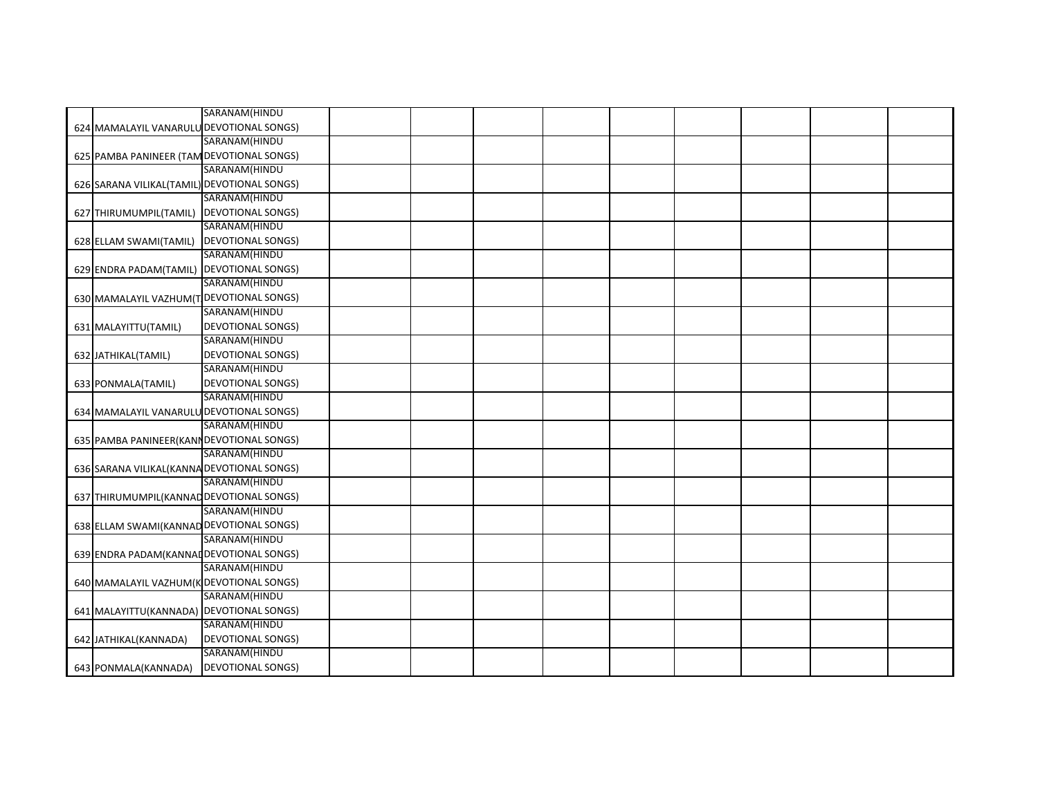| | | | | | | | | | | | |
|---|---|---|---|---|---|---|---|---|---|---|---|
| 624 | MAMALAYIL VANARULU | SARANAM(HINDU DEVOTIONAL SONGS) | | | | | | | | | |
| 625 | PAMBA PANINEER (TAM | SARANAM(HINDU DEVOTIONAL SONGS) | | | | | | | | | |
| 626 | SARANA VILIKAL(TAMIL) | SARANAM(HINDU DEVOTIONAL SONGS) | | | | | | | | | |
| 627 | THIRUMUMPIL(TAMIL) | SARANAM(HINDU DEVOTIONAL SONGS) | | | | | | | | | |
| 628 | ELLAM SWAMI(TAMIL) | SARANAM(HINDU DEVOTIONAL SONGS) | | | | | | | | | |
| 629 | ENDRA PADAM(TAMIL) | SARANAM(HINDU DEVOTIONAL SONGS) | | | | | | | | | |
| 630 | MAMALAYIL VAZHUM(T | SARANAM(HINDU DEVOTIONAL SONGS) | | | | | | | | | |
| 631 | MALAYITTU(TAMIL) | SARANAM(HINDU DEVOTIONAL SONGS) | | | | | | | | | |
| 632 | JATHIKAL(TAMIL) | SARANAM(HINDU DEVOTIONAL SONGS) | | | | | | | | | |
| 633 | PONMALA(TAMIL) | SARANAM(HINDU DEVOTIONAL SONGS) | | | | | | | | | |
| 634 | MAMALAYIL VANARULU | SARANAM(HINDU DEVOTIONAL SONGS) | | | | | | | | | |
| 635 | PAMBA PANINEER(KANN | SARANAM(HINDU DEVOTIONAL SONGS) | | | | | | | | | |
| 636 | SARANA VILIKAL(KANNA | SARANAM(HINDU DEVOTIONAL SONGS) | | | | | | | | | |
| 637 | THIRUMUMPIL(KANNAD | SARANAM(HINDU DEVOTIONAL SONGS) | | | | | | | | | |
| 638 | ELLAM SWAMI(KANNAD | SARANAM(HINDU DEVOTIONAL SONGS) | | | | | | | | | |
| 639 | ENDRA PADAM(KANNAD | SARANAM(HINDU DEVOTIONAL SONGS) | | | | | | | | | |
| 640 | MAMALAYIL VAZHUM(K | SARANAM(HINDU DEVOTIONAL SONGS) | | | | | | | | | |
| 641 | MALAYITTU(KANNADA) | SARANAM(HINDU DEVOTIONAL SONGS) | | | | | | | | | |
| 642 | JATHIKAL(KANNADA) | SARANAM(HINDU DEVOTIONAL SONGS) | | | | | | | | | |
| 643 | PONMALA(KANNADA) | SARANAM(HINDU DEVOTIONAL SONGS) | | | | | | | | | |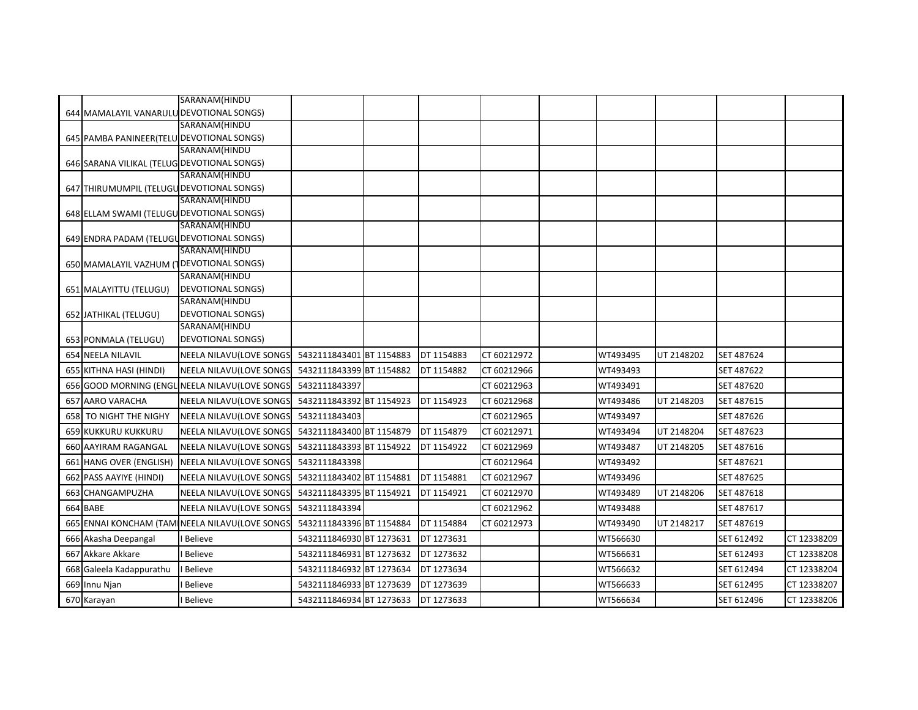| | | | | | | | | | | |
|---|---|---|---|---|---|---|---|---|---|---|
| 644 | MAMALAYIL VANARULU | SARANAM(HINDU DEVOTIONAL SONGS) | | | | | | | | |
| 645 | PAMBA PANINEER(TELU | SARANAM(HINDU DEVOTIONAL SONGS) | | | | | | | | |
| 646 | SARANA VILIKAL (TELUG | SARANAM(HINDU DEVOTIONAL SONGS) | | | | | | | | |
| 647 | THIRUMUMPIL (TELUGU | SARANAM(HINDU DEVOTIONAL SONGS) | | | | | | | | |
| 648 | ELLAM SWAMI (TELUGU | SARANAM(HINDU DEVOTIONAL SONGS) | | | | | | | | |
| 649 | ENDRA PADAM (TELUGU | SARANAM(HINDU DEVOTIONAL SONGS) | | | | | | | | |
| 650 | MAMALAYIL VAZHUM (T | SARANAM(HINDU DEVOTIONAL SONGS) | | | | | | | | |
| 651 | MALAYITTU (TELUGU) | SARANAM(HINDU DEVOTIONAL SONGS) | | | | | | | | |
| 652 | JATHIKAL (TELUGU) | SARANAM(HINDU DEVOTIONAL SONGS) | | | | | | | | |
| 653 | PONMALA (TELUGU) | SARANAM(HINDU DEVOTIONAL SONGS) | | | | | | | | |
| 654 | NEELA NILAVIL | NEELA NILAVU(LOVE SONGS | 5432111843401 | BT 1154883 | DT 1154883 | CT 60212972 | | WT493495 | UT 2148202 | SET 487624 | |
| 655 | KITHNA HASI (HINDI) | NEELA NILAVU(LOVE SONGS | 5432111843399 | BT 1154882 | DT 1154882 | CT 60212966 | | WT493493 | | SET 487622 | |
| 656 | GOOD MORNING (ENGL | NEELA NILAVU(LOVE SONGS | 5432111843397 | | | CT 60212963 | | WT493491 | | SET 487620 | |
| 657 | AARO VARACHA | NEELA NILAVU(LOVE SONGS | 5432111843392 | BT 1154923 | DT 1154923 | CT 60212968 | | WT493486 | UT 2148203 | SET 487615 | |
| 658 | TO NIGHT THE NIGHY | NEELA NILAVU(LOVE SONGS | 5432111843403 | | | CT 60212965 | | WT493497 | | SET 487626 | |
| 659 | KUKKURU KUKKURU | NEELA NILAVU(LOVE SONGS | 5432111843400 | BT 1154879 | DT 1154879 | CT 60212971 | | WT493494 | UT 2148204 | SET 487623 | |
| 660 | AAYIRAM RAGANGAL | NEELA NILAVU(LOVE SONGS | 5432111843393 | BT 1154922 | DT 1154922 | CT 60212969 | | WT493487 | UT 2148205 | SET 487616 | |
| 661 | HANG OVER (ENGLISH) | NEELA NILAVU(LOVE SONGS | 5432111843398 | | | CT 60212964 | | WT493492 | | SET 487621 | |
| 662 | PASS AAYIYE (HINDI) | NEELA NILAVU(LOVE SONGS | 5432111843402 | BT 1154881 | DT 1154881 | CT 60212967 | | WT493496 | | SET 487625 | |
| 663 | CHANGAMPUZHA | NEELA NILAVU(LOVE SONGS | 5432111843395 | BT 1154921 | DT 1154921 | CT 60212970 | | WT493489 | UT 2148206 | SET 487618 | |
| 664 | BABE | NEELA NILAVU(LOVE SONGS | 5432111843394 | | | CT 60212962 | | WT493488 | | SET 487617 | |
| 665 | ENNAI KONCHAM (TAMI | NEELA NILAVU(LOVE SONGS | 5432111843396 | BT 1154884 | DT 1154884 | CT 60212973 | | WT493490 | UT 2148217 | SET 487619 | |
| 666 | Akasha Deepangal | I Believe | 5432111846930 | BT 1273631 | DT 1273631 | | | WT566630 | | SET 612492 | CT 12338209 |
| 667 | Akkare Akkare | I Believe | 5432111846931 | BT 1273632 | DT 1273632 | | | WT566631 | | SET 612493 | CT 12338208 |
| 668 | Galeela Kadappurathu | I Believe | 5432111846932 | BT 1273634 | DT 1273634 | | | WT566632 | | SET 612494 | CT 12338204 |
| 669 | Innu Njan | I Believe | 5432111846933 | BT 1273639 | DT 1273639 | | | WT566633 | | SET 612495 | CT 12338207 |
| 670 | Karayan | I Believe | 5432111846934 | BT 1273633 | DT 1273633 | | | WT566634 | | SET 612496 | CT 12338206 |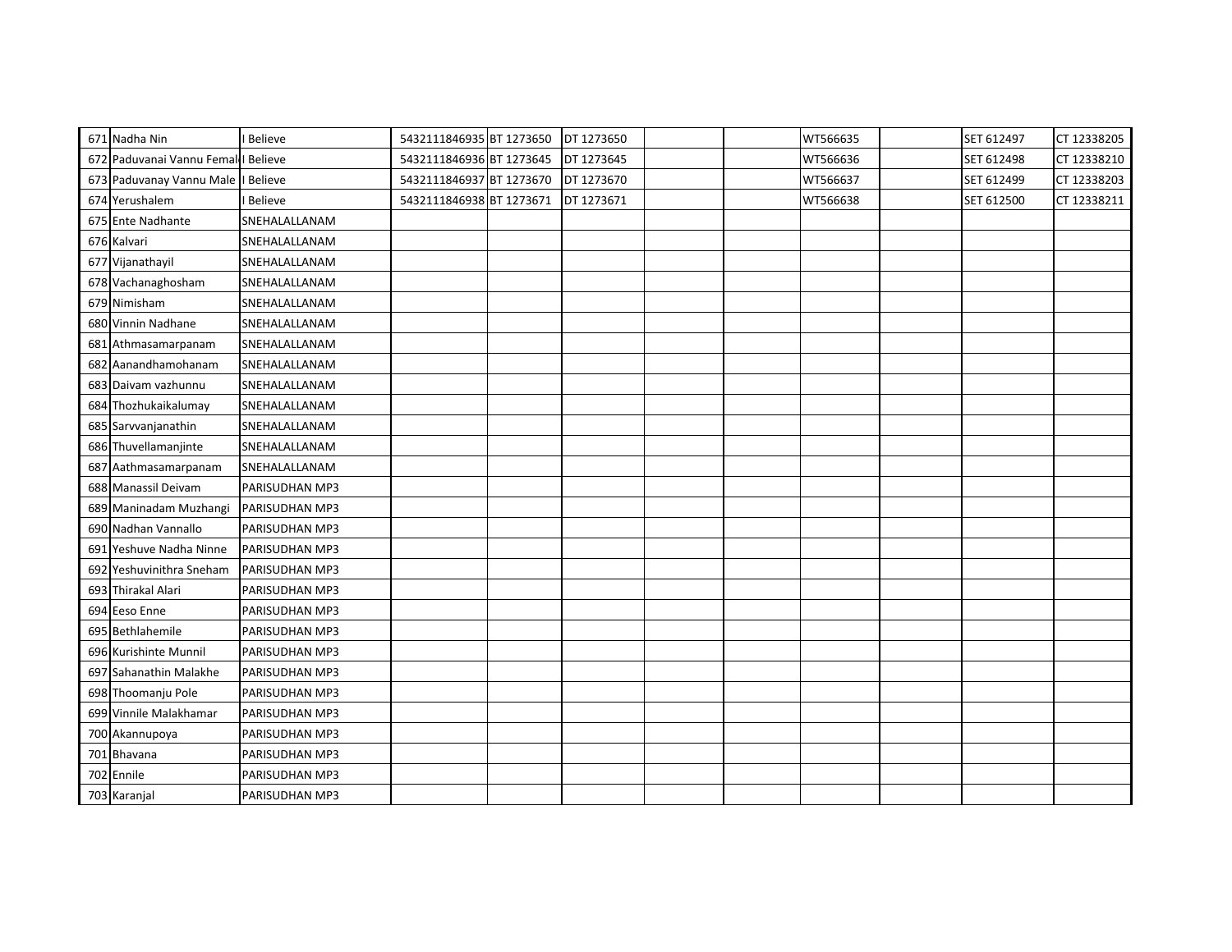| | | | | | | | | | | | |
|---|---|---|---|---|---|---|---|---|---|---|---|
| 671 | Nadha Nin | I Believe | 5432111846935 | BT 1273650 | DT 1273650 | | | WT566635 | | SET 612497 | CT 12338205 |
| 672 | Paduvanai Vannu Femal | I Believe | 5432111846936 | BT 1273645 | DT 1273645 | | | WT566636 | | SET 612498 | CT 12338210 |
| 673 | Paduvanay Vannu Male | I Believe | 5432111846937 | BT 1273670 | DT 1273670 | | | WT566637 | | SET 612499 | CT 12338203 |
| 674 | Yerushalem | I Believe | 5432111846938 | BT 1273671 | DT 1273671 | | | WT566638 | | SET 612500 | CT 12338211 |
| 675 | Ente Nadhante | SNEHALALLANAM | | | | | | | | | |
| 676 | Kalvari | SNEHALALLANAM | | | | | | | | | |
| 677 | Vijanathayil | SNEHALALLANAM | | | | | | | | | |
| 678 | Vachanaghosham | SNEHALALLANAM | | | | | | | | | |
| 679 | Nimisham | SNEHALALLANAM | | | | | | | | | |
| 680 | Vinnin Nadhane | SNEHALALLANAM | | | | | | | | | |
| 681 | Athmasamarpanam | SNEHALALLANAM | | | | | | | | | |
| 682 | Aanandhamohanam | SNEHALALLANAM | | | | | | | | | |
| 683 | Daivam vazhunnu | SNEHALALLANAM | | | | | | | | | |
| 684 | Thozhukaikalumay | SNEHALALLANAM | | | | | | | | | |
| 685 | Sarvvanjanathin | SNEHALALLANAM | | | | | | | | | |
| 686 | Thuvellamanjinte | SNEHALALLANAM | | | | | | | | | |
| 687 | Aathmasamarpanam | SNEHALALLANAM | | | | | | | | | |
| 688 | Manassil Deivam | PARISUDHAN MP3 | | | | | | | | | |
| 689 | Maninadam Muzhangi | PARISUDHAN MP3 | | | | | | | | | |
| 690 | Nadhan Vannallo | PARISUDHAN MP3 | | | | | | | | | |
| 691 | Yeshuve Nadha Ninne | PARISUDHAN MP3 | | | | | | | | | |
| 692 | Yeshuvinithra Sneham | PARISUDHAN MP3 | | | | | | | | | |
| 693 | Thirakal Alari | PARISUDHAN MP3 | | | | | | | | | |
| 694 | Eeso Enne | PARISUDHAN MP3 | | | | | | | | | |
| 695 | Bethlahemile | PARISUDHAN MP3 | | | | | | | | | |
| 696 | Kurishinte Munnil | PARISUDHAN MP3 | | | | | | | | | |
| 697 | Sahanathin Malakhe | PARISUDHAN MP3 | | | | | | | | | |
| 698 | Thoomanju Pole | PARISUDHAN MP3 | | | | | | | | | |
| 699 | Vinnile Malakhamar | PARISUDHAN MP3 | | | | | | | | | |
| 700 | Akannupoya | PARISUDHAN MP3 | | | | | | | | | |
| 701 | Bhavana | PARISUDHAN MP3 | | | | | | | | | |
| 702 | Ennile | PARISUDHAN MP3 | | | | | | | | | |
| 703 | Karanjal | PARISUDHAN MP3 | | | | | | | | | |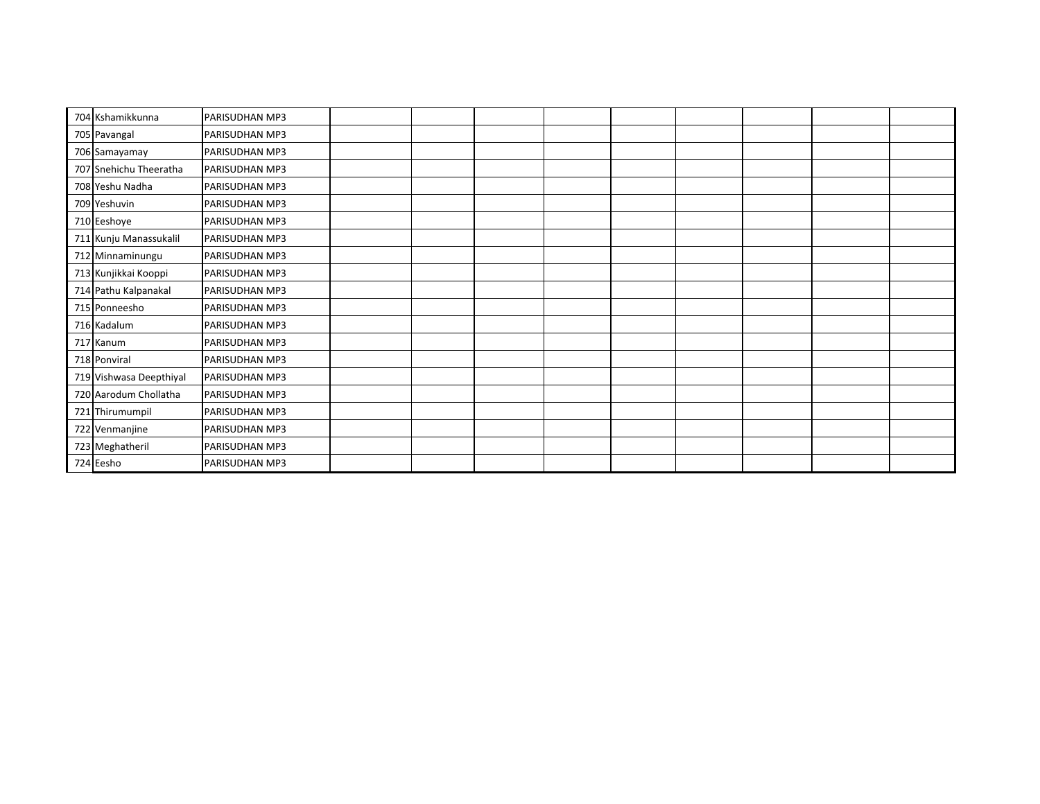| | | | | | | | | | | | |
|---|---|---|---|---|---|---|---|---|---|---|---|
| 704 | Kshamikkunna | PARISUDHAN MP3 | | | | | | | | | |
| 705 | Pavangal | PARISUDHAN MP3 | | | | | | | | | |
| 706 | Samayamay | PARISUDHAN MP3 | | | | | | | | | |
| 707 | Snehichu Theeratha | PARISUDHAN MP3 | | | | | | | | | |
| 708 | Yeshu Nadha | PARISUDHAN MP3 | | | | | | | | | |
| 709 | Yeshuvin | PARISUDHAN MP3 | | | | | | | | | |
| 710 | Eeshoye | PARISUDHAN MP3 | | | | | | | | | |
| 711 | Kunju Manassukalil | PARISUDHAN MP3 | | | | | | | | | |
| 712 | Minnaminungu | PARISUDHAN MP3 | | | | | | | | | |
| 713 | Kunjikkai Kooppi | PARISUDHAN MP3 | | | | | | | | | |
| 714 | Pathu Kalpanakal | PARISUDHAN MP3 | | | | | | | | | |
| 715 | Ponneesho | PARISUDHAN MP3 | | | | | | | | | |
| 716 | Kadalum | PARISUDHAN MP3 | | | | | | | | | |
| 717 | Kanum | PARISUDHAN MP3 | | | | | | | | | |
| 718 | Ponviral | PARISUDHAN MP3 | | | | | | | | | |
| 719 | Vishwasa Deepthiyal | PARISUDHAN MP3 | | | | | | | | | |
| 720 | Aarodum Chollatha | PARISUDHAN MP3 | | | | | | | | | |
| 721 | Thirumumpil | PARISUDHAN MP3 | | | | | | | | | |
| 722 | Venmanjine | PARISUDHAN MP3 | | | | | | | | | |
| 723 | Meghatheril | PARISUDHAN MP3 | | | | | | | | | |
| 724 | Eesho | PARISUDHAN MP3 | | | | | | | | | |